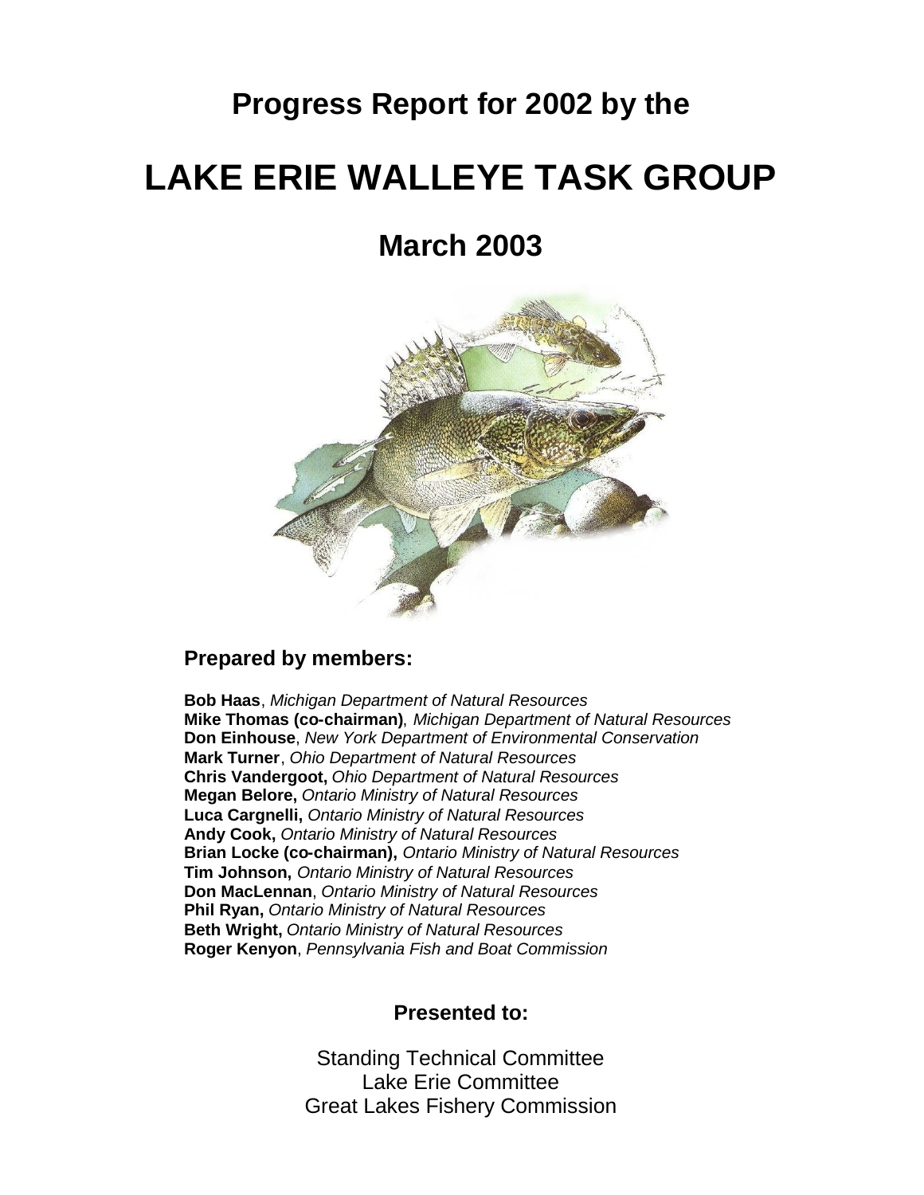# Progress Report for 2002 by the

# LAKE ERIE WALLEYE TASK GROUP

## March 2003

### Prepared by members:

**Bob Haas**, *Michigan Department of Natural Resources*
**Mike Thomas (co-chairman)**, *Michigan Department of Natural Resources*
**Don Einhouse**, *New York Department of Environmental Conservation*
**Mark Turner**, *Ohio Department of Natural Resources*
**Chris Vandergoot,** *Ohio Department of Natural Resources*
**Megan Belore,** *Ontario Ministry of Natural Resources*
**Luca Cargnelli,** *Ontario Ministry of Natural Resources*
**Andy Cook,** *Ontario Ministry of Natural Resources*
**Brian Locke (co-chairman),** *Ontario Ministry of Natural Resources*
**Tim Johnson,** *Ontario Ministry of Natural Resources*
**Don MacLennan**, *Ontario Ministry of Natural Resources*
**Phil Ryan,** *Ontario Ministry of Natural Resources*
**Beth Wright,** *Ontario Ministry of Natural Resources*
**Roger Kenyon**, *Pennsylvania Fish and Boat Commission*

### Presented to:

Standing Technical Committee
Lake Erie Committee
Great Lakes Fishery Commission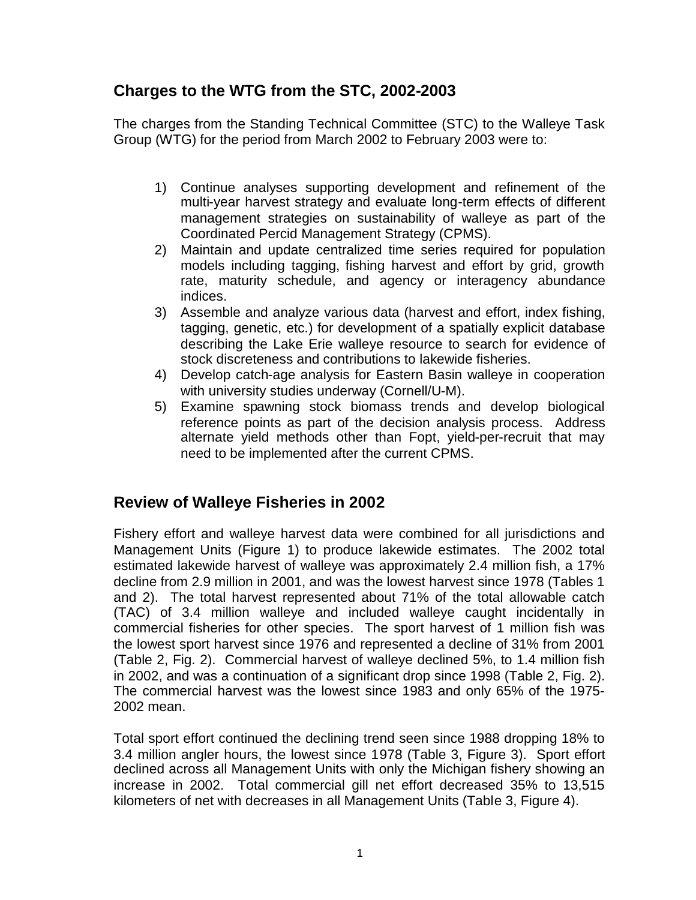## Charges to the WTG from the STC, 2002-2003

The charges from the Standing Technical Committee (STC) to the Walleye Task Group (WTG) for the period from March 2002 to February 2003 were to:

1) Continue analyses supporting development and refinement of the multi-year harvest strategy and evaluate long-term effects of different management strategies on sustainability of walleye as part of the Coordinated Percid Management Strategy (CPMS).
2) Maintain and update centralized time series required for population models including tagging, fishing harvest and effort by grid, growth rate, maturity schedule, and agency or interagency abundance indices.
3) Assemble and analyze various data (harvest and effort, index fishing, tagging, genetic, etc.) for development of a spatially explicit database describing the Lake Erie walleye resource to search for evidence of stock discreteness and contributions to lakewide fisheries.
4) Develop catch-age analysis for Eastern Basin walleye in cooperation with university studies underway (Cornell/U-M).
5) Examine spawning stock biomass trends and develop biological reference points as part of the decision analysis process. Address alternate yield methods other than Fopt, yield-per-recruit that may need to be implemented after the current CPMS.

## Review of Walleye Fisheries in 2002

Fishery effort and walleye harvest data were combined for all jurisdictions and Management Units (Figure 1) to produce lakewide estimates. The 2002 total estimated lakewide harvest of walleye was approximately 2.4 million fish, a 17% decline from 2.9 million in 2001, and was the lowest harvest since 1978 (Tables 1 and 2). The total harvest represented about 71% of the total allowable catch (TAC) of 3.4 million walleye and included walleye caught incidentally in commercial fisheries for other species. The sport harvest of 1 million fish was the lowest sport harvest since 1976 and represented a decline of 31% from 2001 (Table 2, Fig. 2). Commercial harvest of walleye declined 5%, to 1.4 million fish in 2002, and was a continuation of a significant drop since 1998 (Table 2, Fig. 2). The commercial harvest was the lowest since 1983 and only 65% of the 1975-2002 mean.

Total sport effort continued the declining trend seen since 1988 dropping 18% to 3.4 million angler hours, the lowest since 1978 (Table 3, Figure 3). Sport effort declined across all Management Units with only the Michigan fishery showing an increase in 2002. Total commercial gill net effort decreased 35% to 13,515 kilometers of net with decreases in all Management Units (Table 3, Figure 4).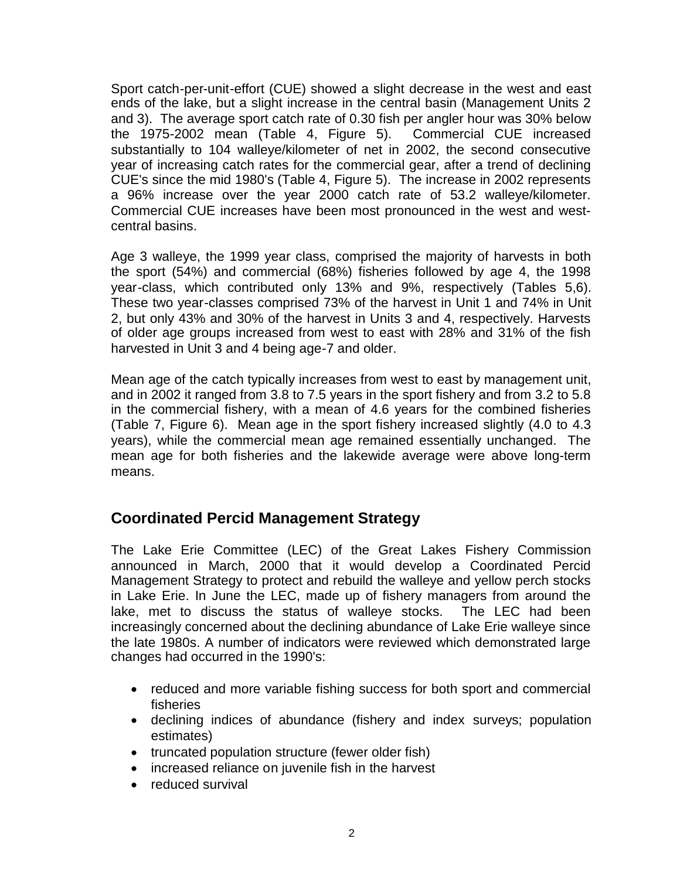Sport catch-per-unit-effort (CUE) showed a slight decrease in the west and east ends of the lake, but a slight increase in the central basin (Management Units 2 and 3). The average sport catch rate of 0.30 fish per angler hour was 30% below the 1975-2002 mean (Table 4, Figure 5). Commercial CUE increased substantially to 104 walleye/kilometer of net in 2002, the second consecutive year of increasing catch rates for the commercial gear, after a trend of declining CUE's since the mid 1980's (Table 4, Figure 5). The increase in 2002 represents a 96% increase over the year 2000 catch rate of 53.2 walleye/kilometer. Commercial CUE increases have been most pronounced in the west and west-central basins.

Age 3 walleye, the 1999 year class, comprised the majority of harvests in both the sport (54%) and commercial (68%) fisheries followed by age 4, the 1998 year-class, which contributed only 13% and 9%, respectively (Tables 5,6). These two year-classes comprised 73% of the harvest in Unit 1 and 74% in Unit 2, but only 43% and 30% of the harvest in Units 3 and 4, respectively. Harvests of older age groups increased from west to east with 28% and 31% of the fish harvested in Unit 3 and 4 being age-7 and older.

Mean age of the catch typically increases from west to east by management unit, and in 2002 it ranged from 3.8 to 7.5 years in the sport fishery and from 3.2 to 5.8 in the commercial fishery, with a mean of 4.6 years for the combined fisheries (Table 7, Figure 6). Mean age in the sport fishery increased slightly (4.0 to 4.3 years), while the commercial mean age remained essentially unchanged. The mean age for both fisheries and the lakewide average were above long-term means.

## Coordinated Percid Management Strategy

The Lake Erie Committee (LEC) of the Great Lakes Fishery Commission announced in March, 2000 that it would develop a Coordinated Percid Management Strategy to protect and rebuild the walleye and yellow perch stocks in Lake Erie. In June the LEC, made up of fishery managers from around the lake, met to discuss the status of walleye stocks. The LEC had been increasingly concerned about the declining abundance of Lake Erie walleye since the late 1980s. A number of indicators were reviewed which demonstrated large changes had occurred in the 1990's:

- reduced and more variable fishing success for both sport and commercial fisheries
- declining indices of abundance (fishery and index surveys; population estimates)
- truncated population structure (fewer older fish)
- increased reliance on juvenile fish in the harvest
- reduced survival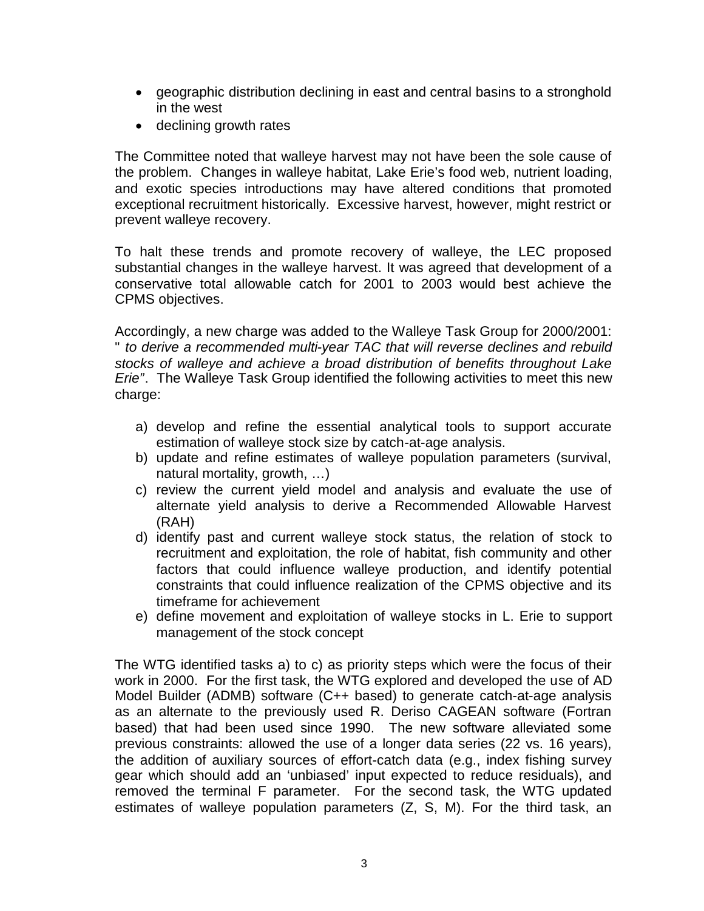- geographic distribution declining in east and central basins to a stronghold in the west
- declining growth rates

The Committee noted that walleye harvest may not have been the sole cause of the problem. Changes in walleye habitat, Lake Erie's food web, nutrient loading, and exotic species introductions may have altered conditions that promoted exceptional recruitment historically. Excessive harvest, however, might restrict or prevent walleye recovery.

To halt these trends and promote recovery of walleye, the LEC proposed substantial changes in the walleye harvest. It was agreed that development of a conservative total allowable catch for 2001 to 2003 would best achieve the CPMS objectives.

Accordingly, a new charge was added to the Walleye Task Group for 2000/2001: " *to derive a recommended multi-year TAC that will reverse declines and rebuild stocks of walleye and achieve a broad distribution of benefits throughout Lake Erie"*. The Walleye Task Group identified the following activities to meet this new charge:

a) develop and refine the essential analytical tools to support accurate estimation of walleye stock size by catch-at-age analysis.
b) update and refine estimates of walleye population parameters (survival, natural mortality, growth, …)
c) review the current yield model and analysis and evaluate the use of alternate yield analysis to derive a Recommended Allowable Harvest (RAH)
d) identify past and current walleye stock status, the relation of stock to recruitment and exploitation, the role of habitat, fish community and other factors that could influence walleye production, and identify potential constraints that could influence realization of the CPMS objective and its timeframe for achievement
e) define movement and exploitation of walleye stocks in L. Erie to support management of the stock concept

The WTG identified tasks a) to c) as priority steps which were the focus of their work in 2000. For the first task, the WTG explored and developed the use of AD Model Builder (ADMB) software (C++ based) to generate catch-at-age analysis as an alternate to the previously used R. Deriso CAGEAN software (Fortran based) that had been used since 1990. The new software alleviated some previous constraints: allowed the use of a longer data series (22 vs. 16 years), the addition of auxiliary sources of effort-catch data (e.g., index fishing survey gear which should add an 'unbiased' input expected to reduce residuals), and removed the terminal F parameter. For the second task, the WTG updated estimates of walleye population parameters (Z, S, M). For the third task, an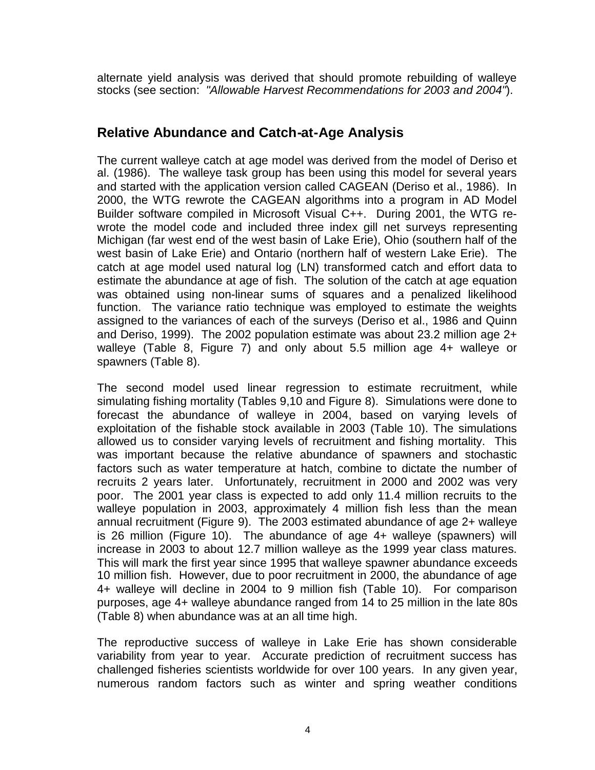alternate yield analysis was derived that should promote rebuilding of walleye stocks (see section: *"Allowable Harvest Recommendations for 2003 and 2004"*).

## Relative Abundance and Catch-at-Age Analysis

The current walleye catch at age model was derived from the model of Deriso et al. (1986). The walleye task group has been using this model for several years and started with the application version called CAGEAN (Deriso et al., 1986). In 2000, the WTG rewrote the CAGEAN algorithms into a program in AD Model Builder software compiled in Microsoft Visual C++. During 2001, the WTG re-wrote the model code and included three index gill net surveys representing Michigan (far west end of the west basin of Lake Erie), Ohio (southern half of the west basin of Lake Erie) and Ontario (northern half of western Lake Erie). The catch at age model used natural log (LN) transformed catch and effort data to estimate the abundance at age of fish. The solution of the catch at age equation was obtained using non-linear sums of squares and a penalized likelihood function. The variance ratio technique was employed to estimate the weights assigned to the variances of each of the surveys (Deriso et al., 1986 and Quinn and Deriso, 1999). The 2002 population estimate was about 23.2 million age 2+ walleye (Table 8, Figure 7) and only about 5.5 million age 4+ walleye or spawners (Table 8).

The second model used linear regression to estimate recruitment, while simulating fishing mortality (Tables 9,10 and Figure 8). Simulations were done to forecast the abundance of walleye in 2004, based on varying levels of exploitation of the fishable stock available in 2003 (Table 10). The simulations allowed us to consider varying levels of recruitment and fishing mortality. This was important because the relative abundance of spawners and stochastic factors such as water temperature at hatch, combine to dictate the number of recruits 2 years later. Unfortunately, recruitment in 2000 and 2002 was very poor. The 2001 year class is expected to add only 11.4 million recruits to the walleye population in 2003, approximately 4 million fish less than the mean annual recruitment (Figure 9). The 2003 estimated abundance of age 2+ walleye is 26 million (Figure 10). The abundance of age 4+ walleye (spawners) will increase in 2003 to about 12.7 million walleye as the 1999 year class matures. This will mark the first year since 1995 that walleye spawner abundance exceeds 10 million fish. However, due to poor recruitment in 2000, the abundance of age 4+ walleye will decline in 2004 to 9 million fish (Table 10). For comparison purposes, age 4+ walleye abundance ranged from 14 to 25 million in the late 80s (Table 8) when abundance was at an all time high.

The reproductive success of walleye in Lake Erie has shown considerable variability from year to year. Accurate prediction of recruitment success has challenged fisheries scientists worldwide for over 100 years. In any given year, numerous random factors such as winter and spring weather conditions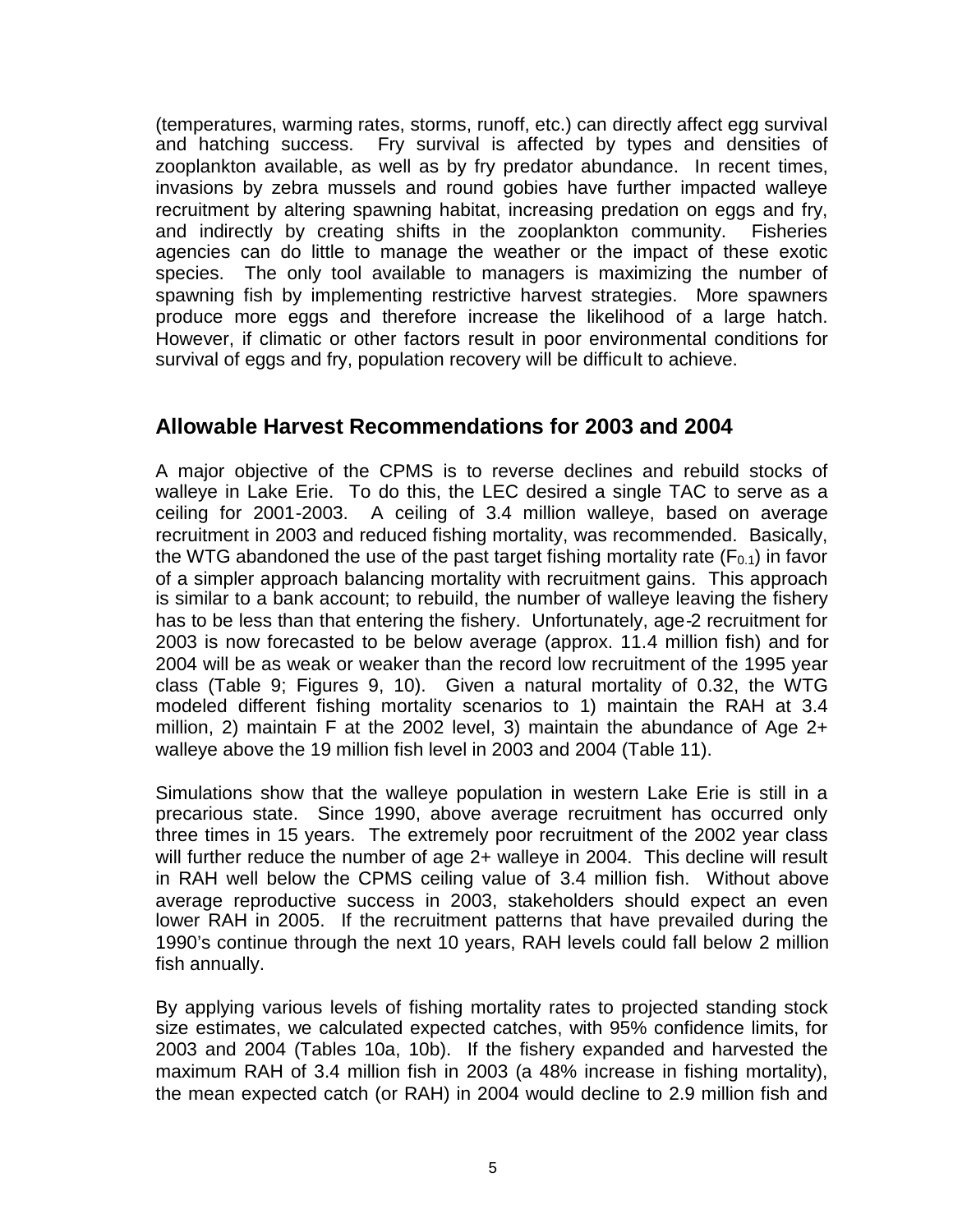(temperatures, warming rates, storms, runoff, etc.) can directly affect egg survival and hatching success. Fry survival is affected by types and densities of zooplankton available, as well as by fry predator abundance. In recent times, invasions by zebra mussels and round gobies have further impacted walleye recruitment by altering spawning habitat, increasing predation on eggs and fry, and indirectly by creating shifts in the zooplankton community. Fisheries agencies can do little to manage the weather or the impact of these exotic species. The only tool available to managers is maximizing the number of spawning fish by implementing restrictive harvest strategies. More spawners produce more eggs and therefore increase the likelihood of a large hatch. However, if climatic or other factors result in poor environmental conditions for survival of eggs and fry, population recovery will be difficult to achieve.

## Allowable Harvest Recommendations for 2003 and 2004

A major objective of the CPMS is to reverse declines and rebuild stocks of walleye in Lake Erie. To do this, the LEC desired a single TAC to serve as a ceiling for 2001-2003. A ceiling of 3.4 million walleye, based on average recruitment in 2003 and reduced fishing mortality, was recommended. Basically, the WTG abandoned the use of the past target fishing mortality rate ($F_{0.1}$) in favor of a simpler approach balancing mortality with recruitment gains. This approach is similar to a bank account; to rebuild, the number of walleye leaving the fishery has to be less than that entering the fishery. Unfortunately, age-2 recruitment for 2003 is now forecasted to be below average (approx. 11.4 million fish) and for 2004 will be as weak or weaker than the record low recruitment of the 1995 year class (Table 9; Figures 9, 10). Given a natural mortality of 0.32, the WTG modeled different fishing mortality scenarios to 1) maintain the RAH at 3.4 million, 2) maintain F at the 2002 level, 3) maintain the abundance of Age 2+ walleye above the 19 million fish level in 2003 and 2004 (Table 11).

Simulations show that the walleye population in western Lake Erie is still in a precarious state. Since 1990, above average recruitment has occurred only three times in 15 years. The extremely poor recruitment of the 2002 year class will further reduce the number of age 2+ walleye in 2004. This decline will result in RAH well below the CPMS ceiling value of 3.4 million fish. Without above average reproductive success in 2003, stakeholders should expect an even lower RAH in 2005. If the recruitment patterns that have prevailed during the 1990's continue through the next 10 years, RAH levels could fall below 2 million fish annually.

By applying various levels of fishing mortality rates to projected standing stock size estimates, we calculated expected catches, with 95% confidence limits, for 2003 and 2004 (Tables 10a, 10b). If the fishery expanded and harvested the maximum RAH of 3.4 million fish in 2003 (a 48% increase in fishing mortality), the mean expected catch (or RAH) in 2004 would decline to 2.9 million fish and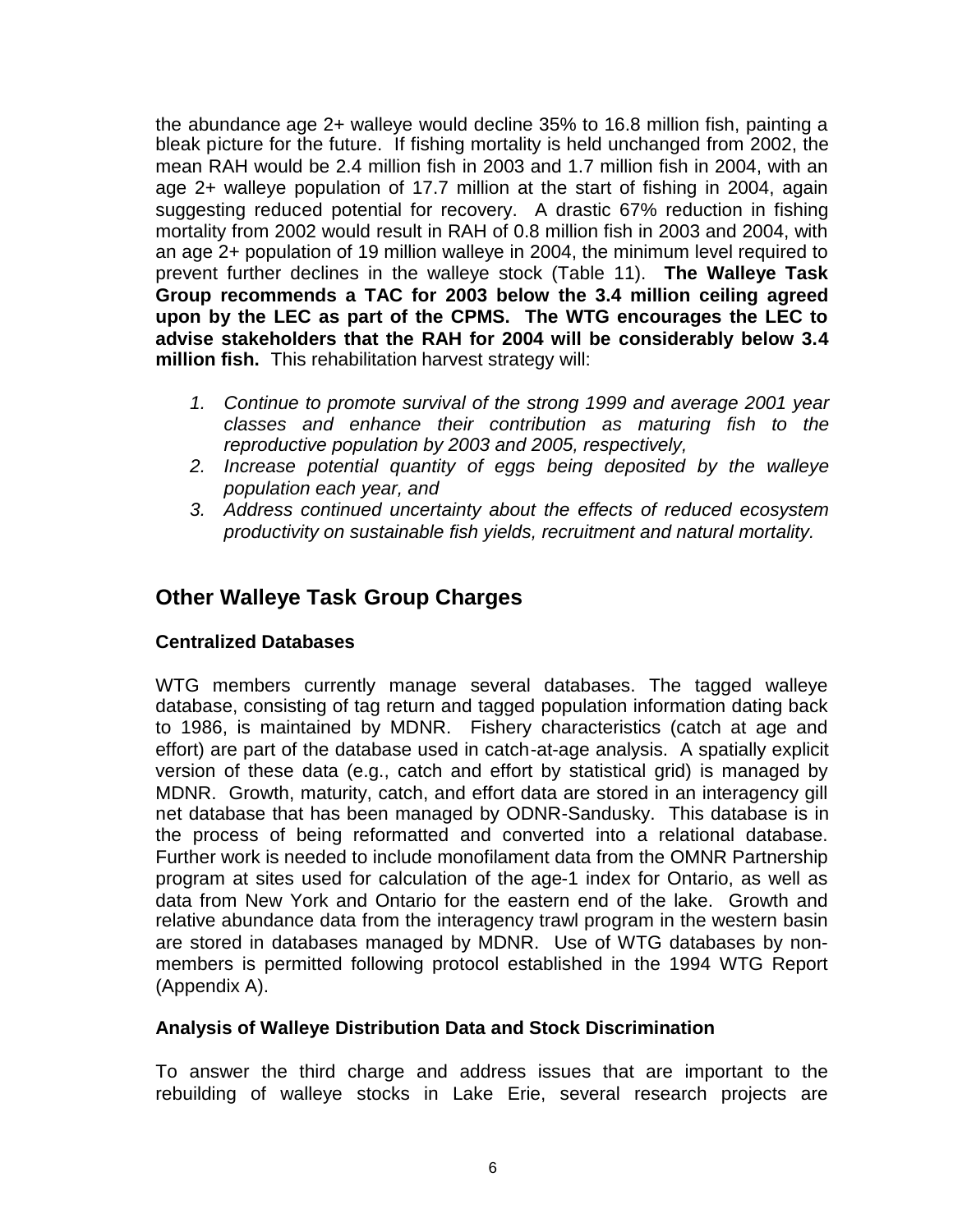the abundance age 2+ walleye would decline 35% to 16.8 million fish, painting a bleak picture for the future. If fishing mortality is held unchanged from 2002, the mean RAH would be 2.4 million fish in 2003 and 1.7 million fish in 2004, with an age 2+ walleye population of 17.7 million at the start of fishing in 2004, again suggesting reduced potential for recovery. A drastic 67% reduction in fishing mortality from 2002 would result in RAH of 0.8 million fish in 2003 and 2004, with an age 2+ population of 19 million walleye in 2004, the minimum level required to prevent further declines in the walleye stock (Table 11). **The Walleye Task Group recommends a TAC for 2003 below the 3.4 million ceiling agreed upon by the LEC as part of the CPMS. The WTG encourages the LEC to advise stakeholders that the RAH for 2004 will be considerably below 3.4 million fish.** This rehabilitation harvest strategy will:

1. *Continue to promote survival of the strong 1999 and average 2001 year classes and enhance their contribution as maturing fish to the reproductive population by 2003 and 2005, respectively,*
2. *Increase potential quantity of eggs being deposited by the walleye population each year, and*
3. *Address continued uncertainty about the effects of reduced ecosystem productivity on sustainable fish yields, recruitment and natural mortality.*

## Other Walleye Task Group Charges

### Centralized Databases

WTG members currently manage several databases. The tagged walleye database, consisting of tag return and tagged population information dating back to 1986, is maintained by MDNR. Fishery characteristics (catch at age and effort) are part of the database used in catch-at-age analysis. A spatially explicit version of these data (e.g., catch and effort by statistical grid) is managed by MDNR. Growth, maturity, catch, and effort data are stored in an interagency gill net database that has been managed by ODNR-Sandusky. This database is in the process of being reformatted and converted into a relational database. Further work is needed to include monofilament data from the OMNR Partnership program at sites used for calculation of the age-1 index for Ontario, as well as data from New York and Ontario for the eastern end of the lake. Growth and relative abundance data from the interagency trawl program in the western basin are stored in databases managed by MDNR. Use of WTG databases by non-members is permitted following protocol established in the 1994 WTG Report (Appendix A).

### Analysis of Walleye Distribution Data and Stock Discrimination

To answer the third charge and address issues that are important to the rebuilding of walleye stocks in Lake Erie, several research projects are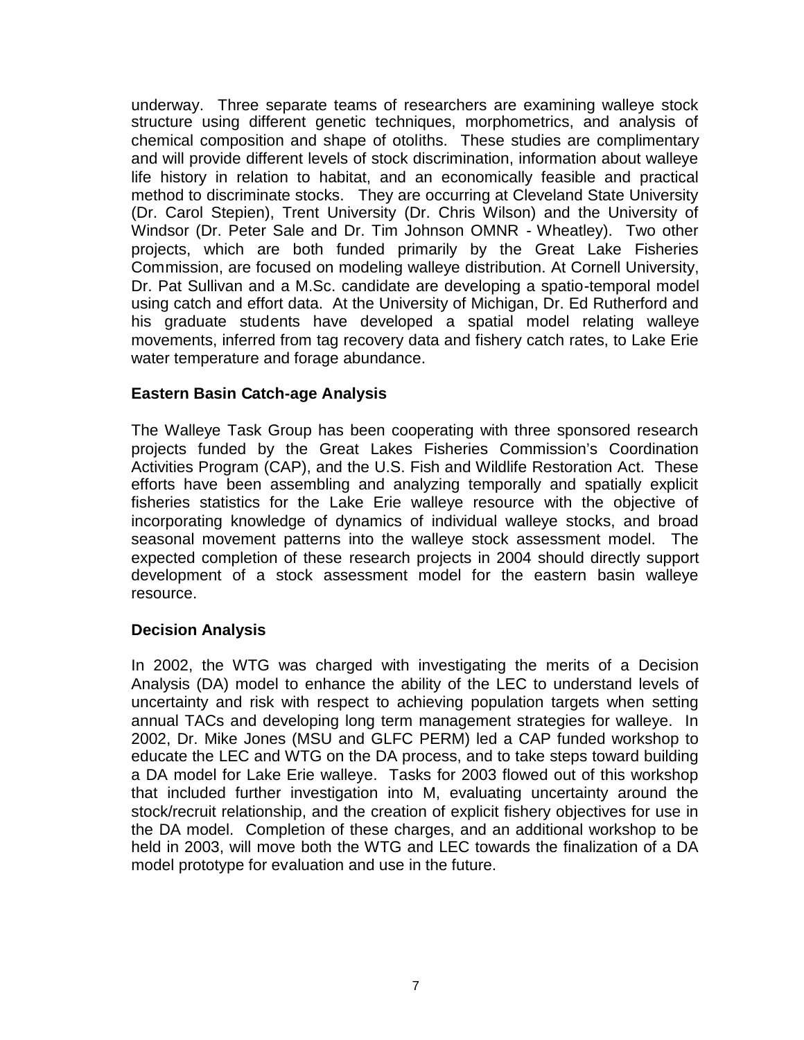underway. Three separate teams of researchers are examining walleye stock structure using different genetic techniques, morphometrics, and analysis of chemical composition and shape of otoliths. These studies are complimentary and will provide different levels of stock discrimination, information about walleye life history in relation to habitat, and an economically feasible and practical method to discriminate stocks. They are occurring at Cleveland State University (Dr. Carol Stepien), Trent University (Dr. Chris Wilson) and the University of Windsor (Dr. Peter Sale and Dr. Tim Johnson OMNR - Wheatley). Two other projects, which are both funded primarily by the Great Lake Fisheries Commission, are focused on modeling walleye distribution. At Cornell University, Dr. Pat Sullivan and a M.Sc. candidate are developing a spatio-temporal model using catch and effort data. At the University of Michigan, Dr. Ed Rutherford and his graduate students have developed a spatial model relating walleye movements, inferred from tag recovery data and fishery catch rates, to Lake Erie water temperature and forage abundance.

### Eastern Basin Catch-age Analysis

The Walleye Task Group has been cooperating with three sponsored research projects funded by the Great Lakes Fisheries Commission's Coordination Activities Program (CAP), and the U.S. Fish and Wildlife Restoration Act. These efforts have been assembling and analyzing temporally and spatially explicit fisheries statistics for the Lake Erie walleye resource with the objective of incorporating knowledge of dynamics of individual walleye stocks, and broad seasonal movement patterns into the walleye stock assessment model. The expected completion of these research projects in 2004 should directly support development of a stock assessment model for the eastern basin walleye resource.

### Decision Analysis

In 2002, the WTG was charged with investigating the merits of a Decision Analysis (DA) model to enhance the ability of the LEC to understand levels of uncertainty and risk with respect to achieving population targets when setting annual TACs and developing long term management strategies for walleye. In 2002, Dr. Mike Jones (MSU and GLFC PERM) led a CAP funded workshop to educate the LEC and WTG on the DA process, and to take steps toward building a DA model for Lake Erie walleye. Tasks for 2003 flowed out of this workshop that included further investigation into M, evaluating uncertainty around the stock/recruit relationship, and the creation of explicit fishery objectives for use in the DA model. Completion of these charges, and an additional workshop to be held in 2003, will move both the WTG and LEC towards the finalization of a DA model prototype for evaluation and use in the future.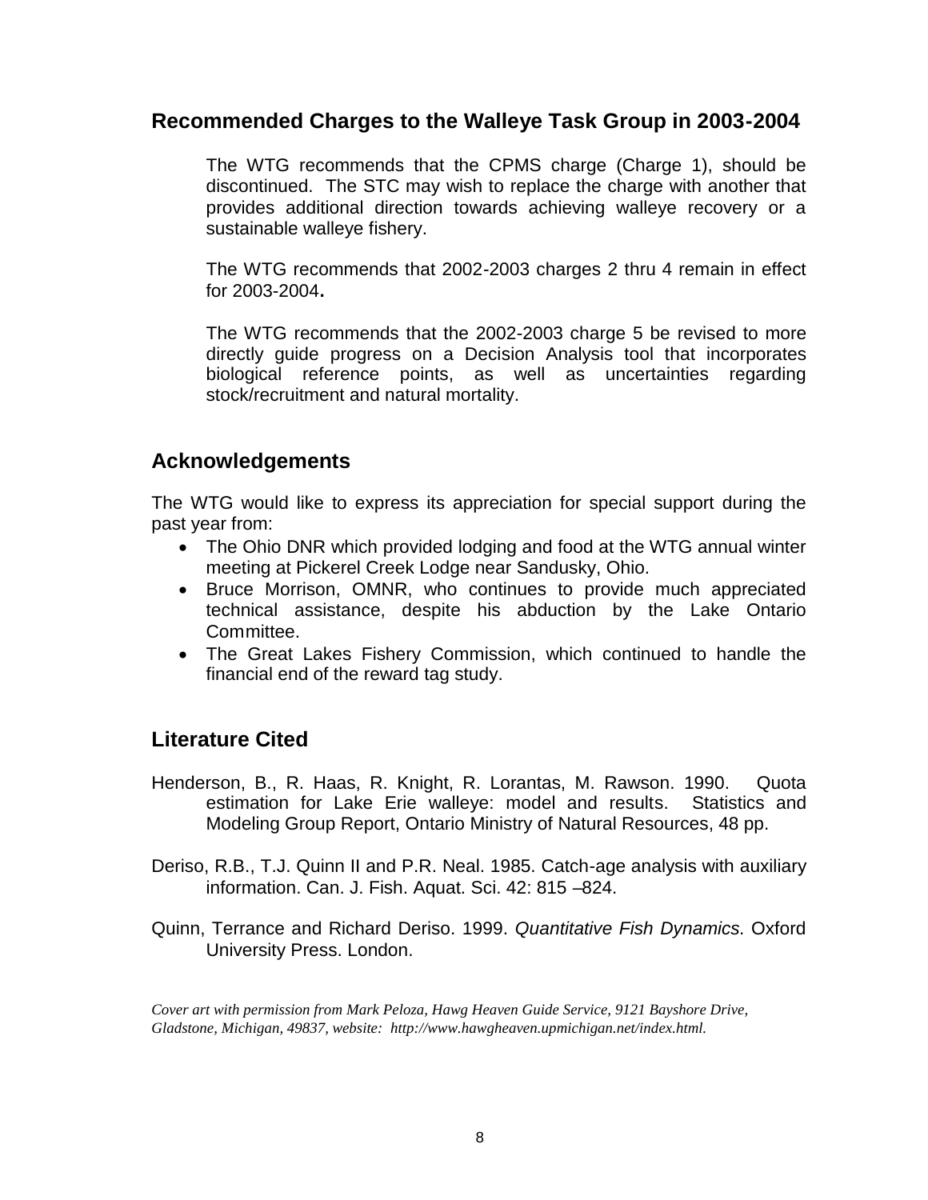## Recommended Charges to the Walleye Task Group in 2003-2004

The WTG recommends that the CPMS charge (Charge 1), should be discontinued. The STC may wish to replace the charge with another that provides additional direction towards achieving walleye recovery or a sustainable walleye fishery.

The WTG recommends that 2002-2003 charges 2 thru 4 remain in effect for 2003-2004**.**

The WTG recommends that the 2002-2003 charge 5 be revised to more directly guide progress on a Decision Analysis tool that incorporates biological reference points, as well as uncertainties regarding stock/recruitment and natural mortality.

## Acknowledgements

The WTG would like to express its appreciation for special support during the past year from:

- The Ohio DNR which provided lodging and food at the WTG annual winter meeting at Pickerel Creek Lodge near Sandusky, Ohio.
- Bruce Morrison, OMNR, who continues to provide much appreciated technical assistance, despite his abduction by the Lake Ontario Committee.
- The Great Lakes Fishery Commission, which continued to handle the financial end of the reward tag study.

## Literature Cited

Henderson, B., R. Haas, R. Knight, R. Lorantas, M. Rawson. 1990. Quota estimation for Lake Erie walleye: model and results. Statistics and Modeling Group Report, Ontario Ministry of Natural Resources, 48 pp.

Deriso, R.B., T.J. Quinn II and P.R. Neal. 1985. Catch-age analysis with auxiliary information. Can. J. Fish. Aquat. Sci. 42: 815 –824.

Quinn, Terrance and Richard Deriso. 1999. *Quantitative Fish Dynamics*. Oxford University Press. London.

*Cover art with permission from Mark Peloza, Hawg Heaven Guide Service, 9121 Bayshore Drive, Gladstone, Michigan, 49837, website: http://www.hawgheaven.upmichigan.net/index.html.*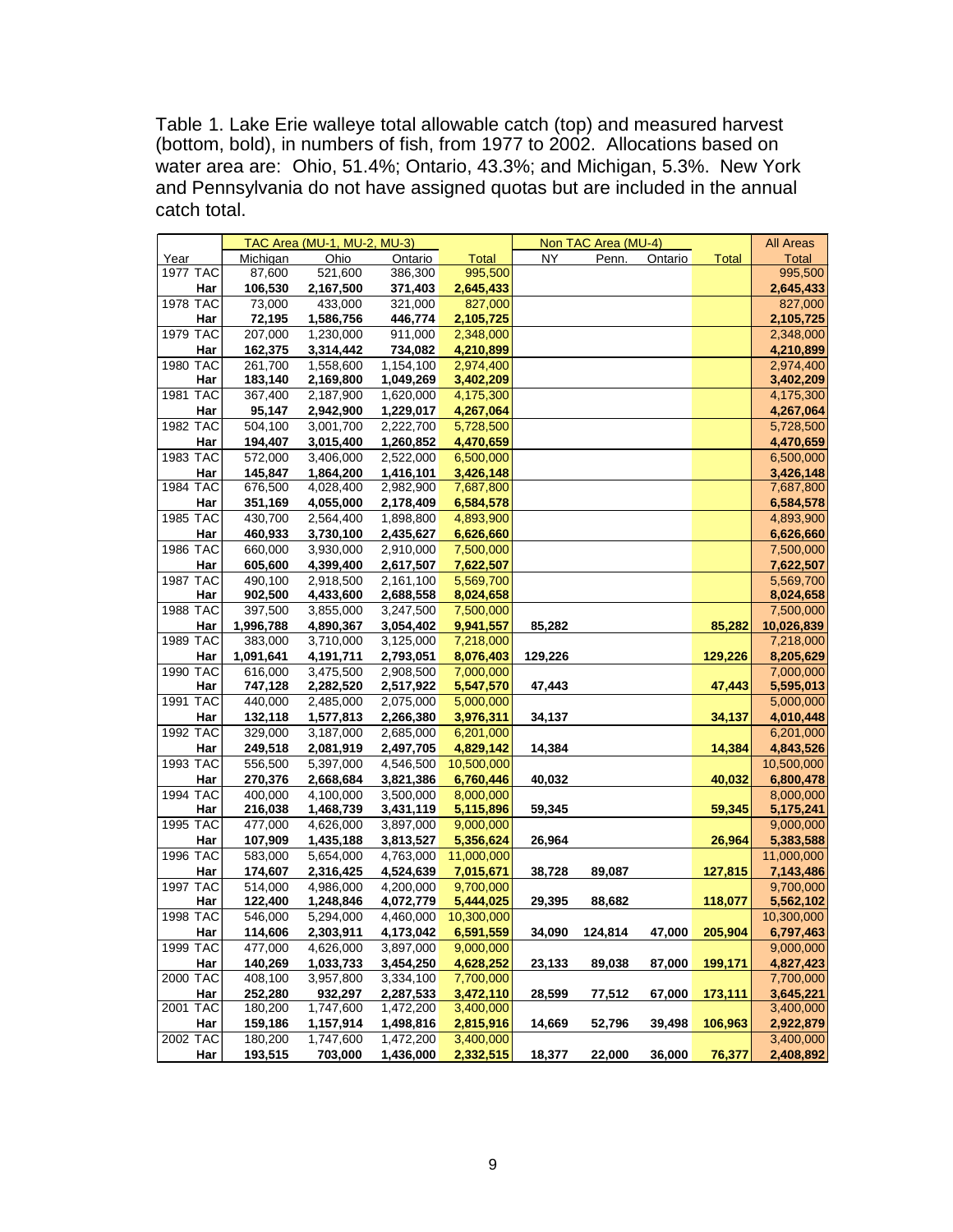Table 1. Lake Erie walleye total allowable catch (top) and measured harvest (bottom, bold), in numbers of fish, from 1977 to 2002. Allocations based on water area are: Ohio, 51.4%; Ontario, 43.3%; and Michigan, 5.3%. New York and Pennsylvania do not have assigned quotas but are included in the annual catch total.

| | | TAC Area (MU-1, MU-2, MU-3) | | | | Non TAC Area (MU-4) | | | | All Areas |
|---|---|---|---|---|---|---|---|---|---|---|
| Year | | Michigan | Ohio | Ontario | Total | NY | Penn. | Ontario | Total | Total |
| 1977 | TAC | 87,600 | 521,600 | 386,300 | 995,500 | | | | | 995,500 |
| | **Har** | **106,530** | **2,167,500** | **371,403** | **2,645,433** | | | | | **2,645,433** |
| 1978 | TAC | 73,000 | 433,000 | 321,000 | 827,000 | | | | | 827,000 |
| | **Har** | **72,195** | **1,586,756** | **446,774** | **2,105,725** | | | | | **2,105,725** |
| 1979 | TAC | 207,000 | 1,230,000 | 911,000 | 2,348,000 | | | | | 2,348,000 |
| | **Har** | **162,375** | **3,314,442** | **734,082** | **4,210,899** | | | | | **4,210,899** |
| 1980 | TAC | 261,700 | 1,558,600 | 1,154,100 | 2,974,400 | | | | | 2,974,400 |
| | **Har** | **183,140** | **2,169,800** | **1,049,269** | **3,402,209** | | | | | **3,402,209** |
| 1981 | TAC | 367,400 | 2,187,900 | 1,620,000 | 4,175,300 | | | | | 4,175,300 |
| | **Har** | **95,147** | **2,942,900** | **1,229,017** | **4,267,064** | | | | | **4,267,064** |
| 1982 | TAC | 504,100 | 3,001,700 | 2,222,700 | 5,728,500 | | | | | 5,728,500 |
| | **Har** | **194,407** | **3,015,400** | **1,260,852** | **4,470,659** | | | | | **4,470,659** |
| 1983 | TAC | 572,000 | 3,406,000 | 2,522,000 | 6,500,000 | | | | | 6,500,000 |
| | **Har** | **145,847** | **1,864,200** | **1,416,101** | **3,426,148** | | | | | **3,426,148** |
| 1984 | TAC | 676,500 | 4,028,400 | 2,982,900 | 7,687,800 | | | | | 7,687,800 |
| | **Har** | **351,169** | **4,055,000** | **2,178,409** | **6,584,578** | | | | | **6,584,578** |
| 1985 | TAC | 430,700 | 2,564,400 | 1,898,800 | 4,893,900 | | | | | 4,893,900 |
| | **Har** | **460,933** | **3,730,100** | **2,435,627** | **6,626,660** | | | | | **6,626,660** |
| 1986 | TAC | 660,000 | 3,930,000 | 2,910,000 | 7,500,000 | | | | | 7,500,000 |
| | **Har** | **605,600** | **4,399,400** | **2,617,507** | **7,622,507** | | | | | **7,622,507** |
| 1987 | TAC | 490,100 | 2,918,500 | 2,161,100 | 5,569,700 | | | | | 5,569,700 |
| | **Har** | **902,500** | **4,433,600** | **2,688,558** | **8,024,658** | | | | | **8,024,658** |
| 1988 | TAC | 397,500 | 3,855,000 | 3,247,500 | 7,500,000 | | | | | 7,500,000 |
| | **Har** | **1,996,788** | **4,890,367** | **3,054,402** | **9,941,557** | **85,282** | | | **85,282** | **10,026,839** |
| 1989 | TAC | 383,000 | 3,710,000 | 3,125,000 | 7,218,000 | | | | | 7,218,000 |
| | **Har** | **1,091,641** | **4,191,711** | **2,793,051** | **8,076,403** | **129,226** | | | **129,226** | **8,205,629** |
| 1990 | TAC | 616,000 | 3,475,500 | 2,908,500 | 7,000,000 | | | | | 7,000,000 |
| | **Har** | **747,128** | **2,282,520** | **2,517,922** | **5,547,570** | **47,443** | | | **47,443** | **5,595,013** |
| 1991 | TAC | 440,000 | 2,485,000 | 2,075,000 | 5,000,000 | | | | | 5,000,000 |
| | **Har** | **132,118** | **1,577,813** | **2,266,380** | **3,976,311** | **34,137** | | | **34,137** | **4,010,448** |
| 1992 | TAC | 329,000 | 3,187,000 | 2,685,000 | 6,201,000 | | | | | 6,201,000 |
| | **Har** | **249,518** | **2,081,919** | **2,497,705** | **4,829,142** | **14,384** | | | **14,384** | **4,843,526** |
| 1993 | TAC | 556,500 | 5,397,000 | 4,546,500 | 10,500,000 | | | | | 10,500,000 |
| | **Har** | **270,376** | **2,668,684** | **3,821,386** | **6,760,446** | **40,032** | | | **40,032** | **6,800,478** |
| 1994 | TAC | 400,000 | 4,100,000 | 3,500,000 | 8,000,000 | | | | | 8,000,000 |
| | **Har** | **216,038** | **1,468,739** | **3,431,119** | **5,115,896** | **59,345** | | | **59,345** | **5,175,241** |
| 1995 | TAC | 477,000 | 4,626,000 | 3,897,000 | 9,000,000 | | | | | 9,000,000 |
| | **Har** | **107,909** | **1,435,188** | **3,813,527** | **5,356,624** | **26,964** | | | **26,964** | **5,383,588** |
| 1996 | TAC | 583,000 | 5,654,000 | 4,763,000 | 11,000,000 | | | | | 11,000,000 |
| | **Har** | **174,607** | **2,316,425** | **4,524,639** | **7,015,671** | **38,728** | **89,087** | | **127,815** | **7,143,486** |
| 1997 | TAC | 514,000 | 4,986,000 | 4,200,000 | 9,700,000 | | | | | 9,700,000 |
| | **Har** | **122,400** | **1,248,846** | **4,072,779** | **5,444,025** | **29,395** | **88,682** | | **118,077** | **5,562,102** |
| 1998 | TAC | 546,000 | 5,294,000 | 4,460,000 | 10,300,000 | | | | | 10,300,000 |
| | **Har** | **114,606** | **2,303,911** | **4,173,042** | **6,591,559** | **34,090** | **124,814** | **47,000** | **205,904** | **6,797,463** |
| 1999 | TAC | 477,000 | 4,626,000 | 3,897,000 | 9,000,000 | | | | | 9,000,000 |
| | **Har** | **140,269** | **1,033,733** | **3,454,250** | **4,628,252** | **23,133** | **89,038** | **87,000** | **199,171** | **4,827,423** |
| 2000 | TAC | 408,100 | 3,957,800 | 3,334,100 | 7,700,000 | | | | | 7,700,000 |
| | **Har** | **252,280** | **932,297** | **2,287,533** | **3,472,110** | **28,599** | **77,512** | **67,000** | **173,111** | **3,645,221** |
| 2001 | TAC | 180,200 | 1,747,600 | 1,472,200 | 3,400,000 | | | | | 3,400,000 |
| | **Har** | **159,186** | **1,157,914** | **1,498,816** | **2,815,916** | **14,669** | **52,796** | **39,498** | **106,963** | **2,922,879** |
| 2002 | TAC | 180,200 | 1,747,600 | 1,472,200 | 3,400,000 | | | | | 3,400,000 |
| | **Har** | **193,515** | **703,000** | **1,436,000** | **2,332,515** | **18,377** | **22,000** | **36,000** | **76,377** | **2,408,892** |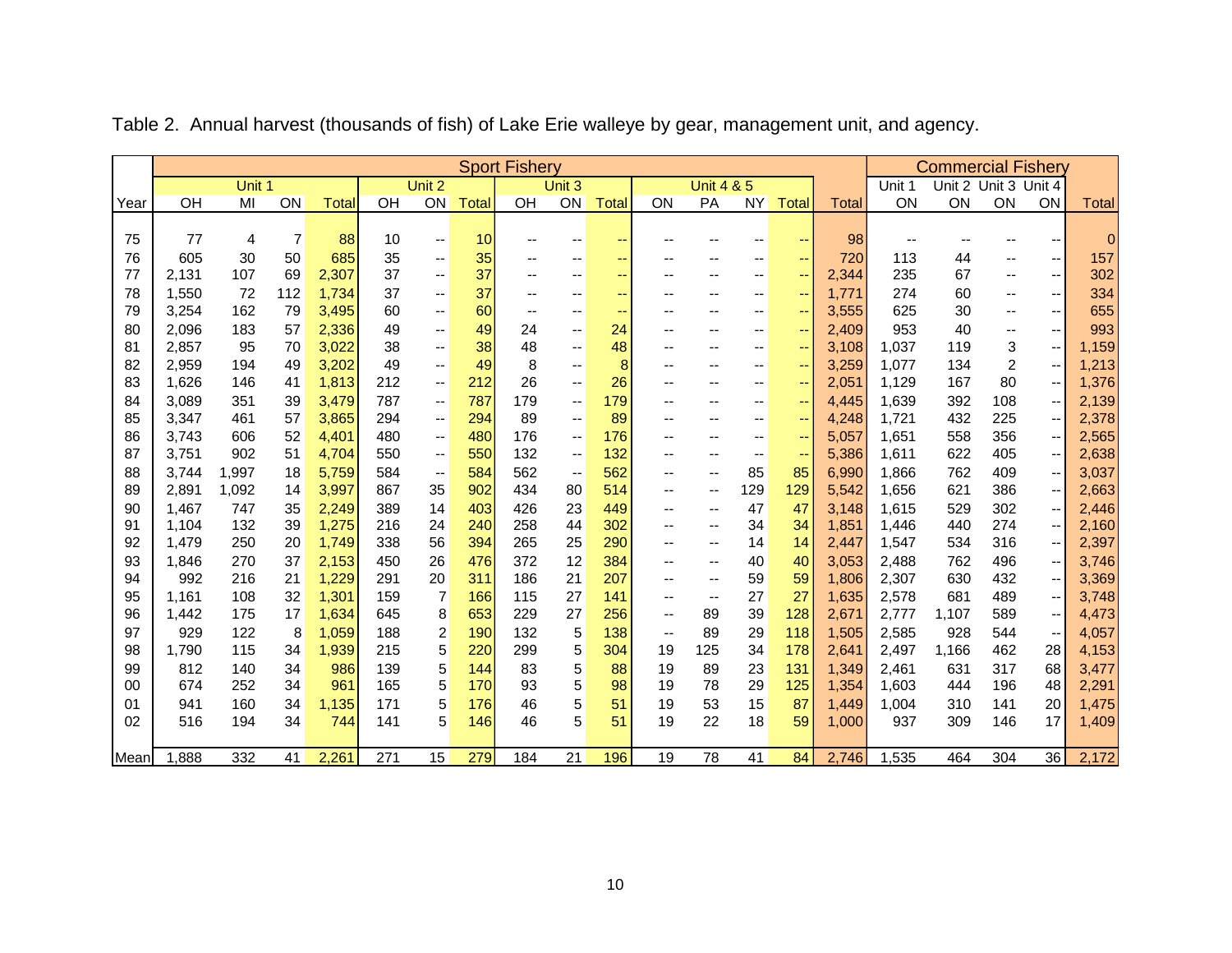Table 2. Annual harvest (thousands of fish) of Lake Erie walleye by gear, management unit, and agency.

| | Sport Fishery | | | | | | | | | | | | | | | | Commercial Fishery | | | | |
|---|---|---|---|---|---|---|---|---|---|---|---|---|---|---|---|---|---|---|---|---|---|
| | Unit 1 | | | | Unit 2 | | | Unit 3 | | | Unit 4 & 5 | | | | | | Unit 1 | Unit 2 | Unit 3 | Unit 4 | |
| Year | OH | MI | ON | Total | OH | ON | Total | OH | ON | Total | ON | PA | NY | Total | Total | | ON | ON | ON | ON | Total |
| 75 | 77 | 4 | 7 | 88 | 10 | -- | 10 | -- | -- | -- | -- | -- | -- | -- | 98 | | -- | -- | -- | -- | 0 |
| 76 | 605 | 30 | 50 | 685 | 35 | -- | 35 | -- | -- | -- | -- | -- | -- | -- | 720 | | 113 | 44 | -- | -- | 157 |
| 77 | 2,131 | 107 | 69 | 2,307 | 37 | -- | 37 | -- | -- | -- | -- | -- | -- | -- | 2,344 | | 235 | 67 | -- | -- | 302 |
| 78 | 1,550 | 72 | 112 | 1,734 | 37 | -- | 37 | -- | -- | -- | -- | -- | -- | -- | 1,771 | | 274 | 60 | -- | -- | 334 |
| 79 | 3,254 | 162 | 79 | 3,495 | 60 | -- | 60 | -- | -- | -- | -- | -- | -- | -- | 3,555 | | 625 | 30 | -- | -- | 655 |
| 80 | 2,096 | 183 | 57 | 2,336 | 49 | -- | 49 | 24 | -- | 24 | -- | -- | -- | -- | 2,409 | | 953 | 40 | -- | -- | 993 |
| 81 | 2,857 | 95 | 70 | 3,022 | 38 | -- | 38 | 48 | -- | 48 | -- | -- | -- | -- | 3,108 | | 1,037 | 119 | 3 | -- | 1,159 |
| 82 | 2,959 | 194 | 49 | 3,202 | 49 | -- | 49 | 8 | -- | 8 | -- | -- | -- | -- | 3,259 | | 1,077 | 134 | 2 | -- | 1,213 |
| 83 | 1,626 | 146 | 41 | 1,813 | 212 | -- | 212 | 26 | -- | 26 | -- | -- | -- | -- | 2,051 | | 1,129 | 167 | 80 | -- | 1,376 |
| 84 | 3,089 | 351 | 39 | 3,479 | 787 | -- | 787 | 179 | -- | 179 | -- | -- | -- | -- | 4,445 | | 1,639 | 392 | 108 | -- | 2,139 |
| 85 | 3,347 | 461 | 57 | 3,865 | 294 | -- | 294 | 89 | -- | 89 | -- | -- | -- | -- | 4,248 | | 1,721 | 432 | 225 | -- | 2,378 |
| 86 | 3,743 | 606 | 52 | 4,401 | 480 | -- | 480 | 176 | -- | 176 | -- | -- | -- | -- | 5,057 | | 1,651 | 558 | 356 | -- | 2,565 |
| 87 | 3,751 | 902 | 51 | 4,704 | 550 | -- | 550 | 132 | -- | 132 | -- | -- | -- | -- | 5,386 | | 1,611 | 622 | 405 | -- | 2,638 |
| 88 | 3,744 | 1,997 | 18 | 5,759 | 584 | -- | 584 | 562 | -- | 562 | -- | -- | 85 | 85 | 6,990 | | 1,866 | 762 | 409 | -- | 3,037 |
| 89 | 2,891 | 1,092 | 14 | 3,997 | 867 | 35 | 902 | 434 | 80 | 514 | -- | -- | 129 | 129 | 5,542 | | 1,656 | 621 | 386 | -- | 2,663 |
| 90 | 1,467 | 747 | 35 | 2,249 | 389 | 14 | 403 | 426 | 23 | 449 | -- | -- | 47 | 47 | 3,148 | | 1,615 | 529 | 302 | -- | 2,446 |
| 91 | 1,104 | 132 | 39 | 1,275 | 216 | 24 | 240 | 258 | 44 | 302 | -- | -- | 34 | 34 | 1,851 | | 1,446 | 440 | 274 | -- | 2,160 |
| 92 | 1,479 | 250 | 20 | 1,749 | 338 | 56 | 394 | 265 | 25 | 290 | -- | -- | 14 | 14 | 2,447 | | 1,547 | 534 | 316 | -- | 2,397 |
| 93 | 1,846 | 270 | 37 | 2,153 | 450 | 26 | 476 | 372 | 12 | 384 | -- | -- | 40 | 40 | 3,053 | | 2,488 | 762 | 496 | -- | 3,746 |
| 94 | 992 | 216 | 21 | 1,229 | 291 | 20 | 311 | 186 | 21 | 207 | -- | -- | 59 | 59 | 1,806 | | 2,307 | 630 | 432 | -- | 3,369 |
| 95 | 1,161 | 108 | 32 | 1,301 | 159 | 7 | 166 | 115 | 27 | 141 | -- | -- | 27 | 27 | 1,635 | | 2,578 | 681 | 489 | -- | 3,748 |
| 96 | 1,442 | 175 | 17 | 1,634 | 645 | 8 | 653 | 229 | 27 | 256 | -- | 89 | 39 | 128 | 2,671 | | 2,777 | 1,107 | 589 | -- | 4,473 |
| 97 | 929 | 122 | 8 | 1,059 | 188 | 2 | 190 | 132 | 5 | 138 | -- | 89 | 29 | 118 | 1,505 | | 2,585 | 928 | 544 | -- | 4,057 |
| 98 | 1,790 | 115 | 34 | 1,939 | 215 | 5 | 220 | 299 | 5 | 304 | 19 | 125 | 34 | 178 | 2,641 | | 2,497 | 1,166 | 462 | 28 | 4,153 |
| 99 | 812 | 140 | 34 | 986 | 139 | 5 | 144 | 83 | 5 | 88 | 19 | 89 | 23 | 131 | 1,349 | | 2,461 | 631 | 317 | 68 | 3,477 |
| 00 | 674 | 252 | 34 | 961 | 165 | 5 | 170 | 93 | 5 | 98 | 19 | 78 | 29 | 125 | 1,354 | | 1,603 | 444 | 196 | 48 | 2,291 |
| 01 | 941 | 160 | 34 | 1,135 | 171 | 5 | 176 | 46 | 5 | 51 | 19 | 53 | 15 | 87 | 1,449 | | 1,004 | 310 | 141 | 20 | 1,475 |
| 02 | 516 | 194 | 34 | 744 | 141 | 5 | 146 | 46 | 5 | 51 | 19 | 22 | 18 | 59 | 1,000 | | 937 | 309 | 146 | 17 | 1,409 |
| Mean | 1,888 | 332 | 41 | 2,261 | 271 | 15 | 279 | 184 | 21 | 196 | 19 | 78 | 41 | 84 | 2,746 | | 1,535 | 464 | 304 | 36 | 2,172 |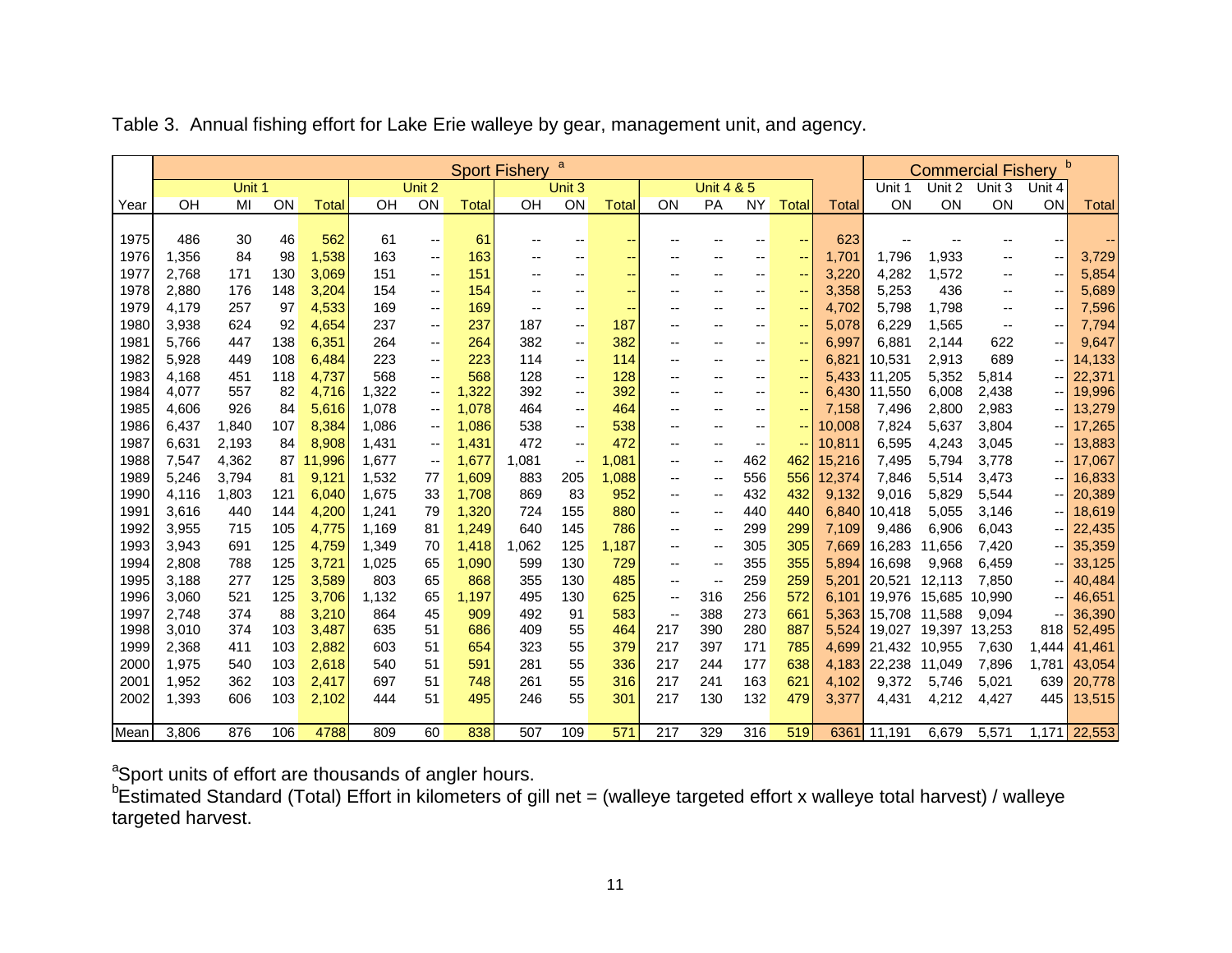Table 3. Annual fishing effort for Lake Erie walleye by gear, management unit, and agency.

| | Sport Fishery [a] | | | | | | | | | | | | | | | | Commercial Fishery [b] | | | | |
|---|---|---|---|---|---|---|---|---|---|---|---|---|---|---|---|---|---|---|---|---|---|
| | Unit 1 | | | | Unit 2 | | | Unit 3 | | | Unit 4 & 5 | | | | | Unit 1 | Unit 2 | Unit 3 | Unit 4 | |
| Year | OH | MI | ON | Total | OH | ON | Total | OH | ON | Total | ON | PA | NY | Total | Total | ON | ON | ON | ON | Total |
| 1975 | 486 | 30 | 46 | 562 | 61 | -- | 61 | -- | -- | -- | -- | -- | -- | -- | 623 | -- | -- | -- | -- | -- |
| 1976 | 1,356 | 84 | 98 | 1,538 | 163 | -- | 163 | -- | -- | -- | -- | -- | -- | -- | 1,701 | 1,796 | 1,933 | -- | -- | 3,729 |
| 1977 | 2,768 | 171 | 130 | 3,069 | 151 | -- | 151 | -- | -- | -- | -- | -- | -- | -- | 3,220 | 4,282 | 1,572 | -- | -- | 5,854 |
| 1978 | 2,880 | 176 | 148 | 3,204 | 154 | -- | 154 | -- | -- | -- | -- | -- | -- | -- | 3,358 | 5,253 | 436 | -- | -- | 5,689 |
| 1979 | 4,179 | 257 | 97 | 4,533 | 169 | -- | 169 | -- | -- | -- | -- | -- | -- | -- | 4,702 | 5,798 | 1,798 | -- | -- | 7,596 |
| 1980 | 3,938 | 624 | 92 | 4,654 | 237 | -- | 237 | 187 | -- | 187 | -- | -- | -- | -- | 5,078 | 6,229 | 1,565 | -- | -- | 7,794 |
| 1981 | 5,766 | 447 | 138 | 6,351 | 264 | -- | 264 | 382 | -- | 382 | -- | -- | -- | -- | 6,997 | 6,881 | 2,144 | 622 | -- | 9,647 |
| 1982 | 5,928 | 449 | 108 | 6,484 | 223 | -- | 223 | 114 | -- | 114 | -- | -- | -- | -- | 6,821 | 10,531 | 2,913 | 689 | -- | 14,133 |
| 1983 | 4,168 | 451 | 118 | 4,737 | 568 | -- | 568 | 128 | -- | 128 | -- | -- | -- | -- | 5,433 | 11,205 | 5,352 | 5,814 | -- | 22,371 |
| 1984 | 4,077 | 557 | 82 | 4,716 | 1,322 | -- | 1,322 | 392 | -- | 392 | -- | -- | -- | -- | 6,430 | 11,550 | 6,008 | 2,438 | -- | 19,996 |
| 1985 | 4,606 | 926 | 84 | 5,616 | 1,078 | -- | 1,078 | 464 | -- | 464 | -- | -- | -- | -- | 7,158 | 7,496 | 2,800 | 2,983 | -- | 13,279 |
| 1986 | 6,437 | 1,840 | 107 | 8,384 | 1,086 | -- | 1,086 | 538 | -- | 538 | -- | -- | -- | -- | 10,008 | 7,824 | 5,637 | 3,804 | -- | 17,265 |
| 1987 | 6,631 | 2,193 | 84 | 8,908 | 1,431 | -- | 1,431 | 472 | -- | 472 | -- | -- | -- | -- | 10,811 | 6,595 | 4,243 | 3,045 | -- | 13,883 |
| 1988 | 7,547 | 4,362 | 87 | 11,996 | 1,677 | -- | 1,677 | 1,081 | -- | 1,081 | -- | -- | 462 | 462 | 15,216 | 7,495 | 5,794 | 3,778 | -- | 17,067 |
| 1989 | 5,246 | 3,794 | 81 | 9,121 | 1,532 | 77 | 1,609 | 883 | 205 | 1,088 | -- | -- | 556 | 556 | 12,374 | 7,846 | 5,514 | 3,473 | -- | 16,833 |
| 1990 | 4,116 | 1,803 | 121 | 6,040 | 1,675 | 33 | 1,708 | 869 | 83 | 952 | -- | -- | 432 | 432 | 9,132 | 9,016 | 5,829 | 5,544 | -- | 20,389 |
| 1991 | 3,616 | 440 | 144 | 4,200 | 1,241 | 79 | 1,320 | 724 | 155 | 880 | -- | -- | 440 | 440 | 6,840 | 10,418 | 5,055 | 3,146 | -- | 18,619 |
| 1992 | 3,955 | 715 | 105 | 4,775 | 1,169 | 81 | 1,249 | 640 | 145 | 786 | -- | -- | 299 | 299 | 7,109 | 9,486 | 6,906 | 6,043 | -- | 22,435 |
| 1993 | 3,943 | 691 | 125 | 4,759 | 1,349 | 70 | 1,418 | 1,062 | 125 | 1,187 | -- | -- | 305 | 305 | 7,669 | 16,283 | 11,656 | 7,420 | -- | 35,359 |
| 1994 | 2,808 | 788 | 125 | 3,721 | 1,025 | 65 | 1,090 | 599 | 130 | 729 | -- | -- | 355 | 355 | 5,894 | 16,698 | 9,968 | 6,459 | -- | 33,125 |
| 1995 | 3,188 | 277 | 125 | 3,589 | 803 | 65 | 868 | 355 | 130 | 485 | -- | -- | 259 | 259 | 5,201 | 20,521 | 12,113 | 7,850 | -- | 40,484 |
| 1996 | 3,060 | 521 | 125 | 3,706 | 1,132 | 65 | 1,197 | 495 | 130 | 625 | -- | 316 | 256 | 572 | 6,101 | 19,976 | 15,685 | 10,990 | -- | 46,651 |
| 1997 | 2,748 | 374 | 88 | 3,210 | 864 | 45 | 909 | 492 | 91 | 583 | -- | 388 | 273 | 661 | 5,363 | 15,708 | 11,588 | 9,094 | -- | 36,390 |
| 1998 | 3,010 | 374 | 103 | 3,487 | 635 | 51 | 686 | 409 | 55 | 464 | 217 | 390 | 280 | 887 | 5,524 | 19,027 | 19,397 | 13,253 | 818 | 52,495 |
| 1999 | 2,368 | 411 | 103 | 2,882 | 603 | 51 | 654 | 323 | 55 | 379 | 217 | 397 | 171 | 785 | 4,699 | 21,432 | 10,955 | 7,630 | 1,444 | 41,461 |
| 2000 | 1,975 | 540 | 103 | 2,618 | 540 | 51 | 591 | 281 | 55 | 336 | 217 | 244 | 177 | 638 | 4,183 | 22,238 | 11,049 | 7,896 | 1,781 | 43,054 |
| 2001 | 1,952 | 362 | 103 | 2,417 | 697 | 51 | 748 | 261 | 55 | 316 | 217 | 241 | 163 | 621 | 4,102 | 9,372 | 5,746 | 5,021 | 639 | 20,778 |
| 2002 | 1,393 | 606 | 103 | 2,102 | 444 | 51 | 495 | 246 | 55 | 301 | 217 | 130 | 132 | 479 | 3,377 | 4,431 | 4,212 | 4,427 | 445 | 13,515 |
| Mean | 3,806 | 876 | 106 | 4788 | 809 | 60 | 838 | 507 | 109 | 571 | 217 | 329 | 316 | 519 | 6361 | 11,191 | 6,679 | 5,571 | 1,171 | 22,553 |

[a] Sport units of effort are thousands of angler hours.

[b] Estimated Standard (Total) Effort in kilometers of gill net = (walleye targeted effort x walleye total harvest) / walleye targeted harvest.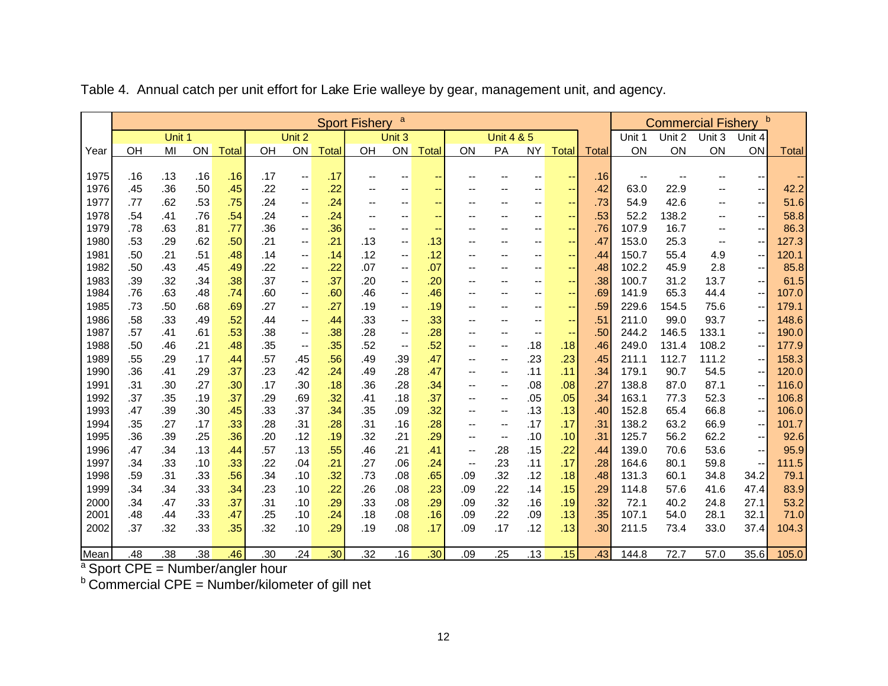Table 4. Annual catch per unit effort for Lake Erie walleye by gear, management unit, and agency.

| | Sport Fishery [a] | | | | | | | | | | | | | | | | Commercial Fishery [b] | | | | |
|---|---|---|---|---|---|---|---|---|---|---|---|---|---|---|---|---|---|---|---|---|---|
| | Unit 1 | | | | Unit 2 | | | Unit 3 | | | Unit 4 & 5 | | | | | | Unit 1 | Unit 2 | Unit 3 | Unit 4 | |
| Year | OH | MI | ON | Total | OH | ON | Total | OH | ON | Total | ON | PA | NY | Total | Total | | ON | ON | ON | ON | Total |
| 1975 | .16 | .13 | .16 | .16 | .17 | -- | .17 | -- | -- | -- | -- | -- | -- | -- | .16 | | -- | -- | -- | -- | -- |
| 1976 | .45 | .36 | .50 | .45 | .22 | -- | .22 | -- | -- | -- | -- | -- | -- | -- | .42 | | 63.0 | 22.9 | -- | -- | 42.2 |
| 1977 | .77 | .62 | .53 | .75 | .24 | -- | .24 | -- | -- | -- | -- | -- | -- | -- | .73 | | 54.9 | 42.6 | -- | -- | 51.6 |
| 1978 | .54 | .41 | .76 | .54 | .24 | -- | .24 | -- | -- | -- | -- | -- | -- | -- | .53 | | 52.2 | 138.2 | -- | -- | 58.8 |
| 1979 | .78 | .63 | .81 | .77 | .36 | -- | .36 | -- | -- | -- | -- | -- | -- | -- | .76 | | 107.9 | 16.7 | -- | -- | 86.3 |
| 1980 | .53 | .29 | .62 | .50 | .21 | -- | .21 | .13 | -- | .13 | -- | -- | -- | -- | .47 | | 153.0 | 25.3 | -- | -- | 127.3 |
| 1981 | .50 | .21 | .51 | .48 | .14 | -- | .14 | .12 | -- | .12 | -- | -- | -- | -- | .44 | | 150.7 | 55.4 | 4.9 | -- | 120.1 |
| 1982 | .50 | .43 | .45 | .49 | .22 | -- | .22 | .07 | -- | .07 | -- | -- | -- | -- | .48 | | 102.2 | 45.9 | 2.8 | -- | 85.8 |
| 1983 | .39 | .32 | .34 | .38 | .37 | -- | .37 | .20 | -- | .20 | -- | -- | -- | -- | .38 | | 100.7 | 31.2 | 13.7 | -- | 61.5 |
| 1984 | .76 | .63 | .48 | .74 | .60 | -- | .60 | .46 | -- | .46 | -- | -- | -- | -- | .69 | | 141.9 | 65.3 | 44.4 | -- | 107.0 |
| 1985 | .73 | .50 | .68 | .69 | .27 | -- | .27 | .19 | -- | .19 | -- | -- | -- | -- | .59 | | 229.6 | 154.5 | 75.6 | -- | 179.1 |
| 1986 | .58 | .33 | .49 | .52 | .44 | -- | .44 | .33 | -- | .33 | -- | -- | -- | -- | .51 | | 211.0 | 99.0 | 93.7 | -- | 148.6 |
| 1987 | .57 | .41 | .61 | .53 | .38 | -- | .38 | .28 | -- | .28 | -- | -- | -- | -- | .50 | | 244.2 | 146.5 | 133.1 | -- | 190.0 |
| 1988 | .50 | .46 | .21 | .48 | .35 | -- | .35 | .52 | -- | .52 | -- | -- | .18 | .18 | .46 | | 249.0 | 131.4 | 108.2 | -- | 177.9 |
| 1989 | .55 | .29 | .17 | .44 | .57 | .45 | .56 | .49 | .39 | .47 | -- | -- | .23 | .23 | .45 | | 211.1 | 112.7 | 111.2 | -- | 158.3 |
| 1990 | .36 | .41 | .29 | .37 | .23 | .42 | .24 | .49 | .28 | .47 | -- | -- | .11 | .11 | .34 | | 179.1 | 90.7 | 54.5 | -- | 120.0 |
| 1991 | .31 | .30 | .27 | .30 | .17 | .30 | .18 | .36 | .28 | .34 | -- | -- | .08 | .08 | .27 | | 138.8 | 87.0 | 87.1 | -- | 116.0 |
| 1992 | .37 | .35 | .19 | .37 | .29 | .69 | .32 | .41 | .18 | .37 | -- | -- | .05 | .05 | .34 | | 163.1 | 77.3 | 52.3 | -- | 106.8 |
| 1993 | .47 | .39 | .30 | .45 | .33 | .37 | .34 | .35 | .09 | .32 | -- | -- | .13 | .13 | .40 | | 152.8 | 65.4 | 66.8 | -- | 106.0 |
| 1994 | .35 | .27 | .17 | .33 | .28 | .31 | .28 | .31 | .16 | .28 | -- | -- | .17 | .17 | .31 | | 138.2 | 63.2 | 66.9 | -- | 101.7 |
| 1995 | .36 | .39 | .25 | .36 | .20 | .12 | .19 | .32 | .21 | .29 | -- | -- | .10 | .10 | .31 | | 125.7 | 56.2 | 62.2 | -- | 92.6 |
| 1996 | .47 | .34 | .13 | .44 | .57 | .13 | .55 | .46 | .21 | .41 | -- | .28 | .15 | .22 | .44 | | 139.0 | 70.6 | 53.6 | -- | 95.9 |
| 1997 | .34 | .33 | .10 | .33 | .22 | .04 | .21 | .27 | .06 | .24 | -- | .23 | .11 | .17 | .28 | | 164.6 | 80.1 | 59.8 | -- | 111.5 |
| 1998 | .59 | .31 | .33 | .56 | .34 | .10 | .32 | .73 | .08 | .65 | .09 | .32 | .12 | .18 | .48 | | 131.3 | 60.1 | 34.8 | 34.2 | 79.1 |
| 1999 | .34 | .34 | .33 | .34 | .23 | .10 | .22 | .26 | .08 | .23 | .09 | .22 | .14 | .15 | .29 | | 114.8 | 57.6 | 41.6 | 47.4 | 83.9 |
| 2000 | .34 | .47 | .33 | .37 | .31 | .10 | .29 | .33 | .08 | .29 | .09 | .32 | .16 | .19 | .32 | | 72.1 | 40.2 | 24.8 | 27.1 | 53.2 |
| 2001 | .48 | .44 | .33 | .47 | .25 | .10 | .24 | .18 | .08 | .16 | .09 | .22 | .09 | .13 | .35 | | 107.1 | 54.0 | 28.1 | 32.1 | 71.0 |
| 2002 | .37 | .32 | .33 | .35 | .32 | .10 | .29 | .19 | .08 | .17 | .09 | .17 | .12 | .13 | .30 | | 211.5 | 73.4 | 33.0 | 37.4 | 104.3 |
| Mean | .48 | .38 | .38 | .46 | .30 | .24 | .30 | .32 | .16 | .30 | .09 | .25 | .13 | .15 | .43 | | 144.8 | 72.7 | 57.0 | 35.6 | 105.0 |

[a] Sport CPE = Number/angler hour

[b] Commercial CPE = Number/kilometer of gill net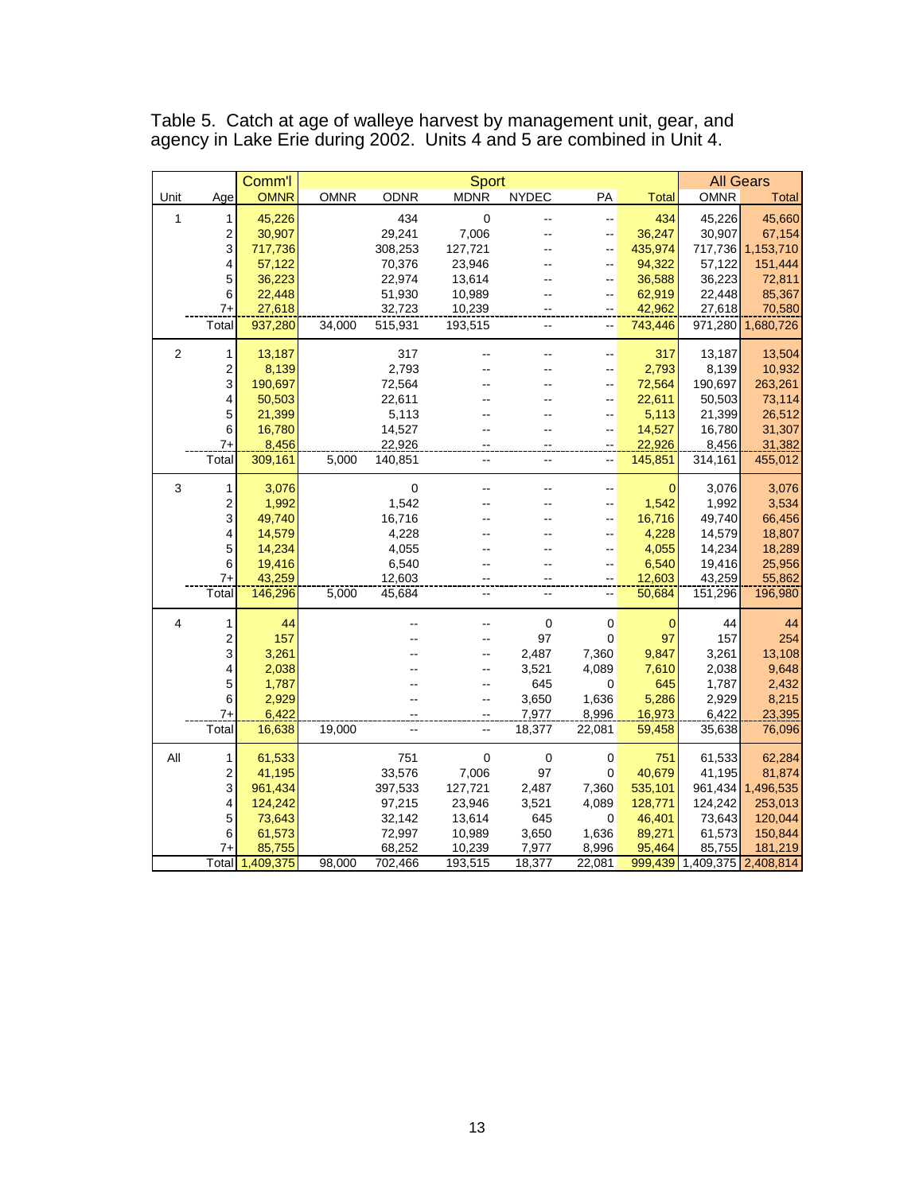Table 5. Catch at age of walleye harvest by management unit, gear, and agency in Lake Erie during 2002. Units 4 and 5 are combined in Unit 4.

| | | Comm'l | Sport | | | | | | All Gears | |
|---|---|---|---|---|---|---|---|---|---|---|
| Unit | Age | OMNR | OMNR | ODNR | MDNR | NYDEC | PA | Total | OMNR | Total |
| 1 | 1 | 45,226 | | 434 | 0 | -- | -- | 434 | 45,226 | 45,660 |
| | 2 | 30,907 | | 29,241 | 7,006 | -- | -- | 36,247 | 30,907 | 67,154 |
| | 3 | 717,736 | | 308,253 | 127,721 | -- | -- | 435,974 | 717,736 | 1,153,710 |
| | 4 | 57,122 | | 70,376 | 23,946 | -- | -- | 94,322 | 57,122 | 151,444 |
| | 5 | 36,223 | | 22,974 | 13,614 | -- | -- | 36,588 | 36,223 | 72,811 |
| | 6 | 22,448 | | 51,930 | 10,989 | -- | -- | 62,919 | 22,448 | 85,367 |
| | 7+ | 27,618 | | 32,723 | 10,239 | -- | -- | 42,962 | 27,618 | 70,580 |
| | Total | 937,280 | 34,000 | 515,931 | 193,515 | -- | -- | 743,446 | 971,280 | 1,680,726 |
| 2 | 1 | 13,187 | | 317 | -- | -- | -- | 317 | 13,187 | 13,504 |
| | 2 | 8,139 | | 2,793 | -- | -- | -- | 2,793 | 8,139 | 10,932 |
| | 3 | 190,697 | | 72,564 | -- | -- | -- | 72,564 | 190,697 | 263,261 |
| | 4 | 50,503 | | 22,611 | -- | -- | -- | 22,611 | 50,503 | 73,114 |
| | 5 | 21,399 | | 5,113 | -- | -- | -- | 5,113 | 21,399 | 26,512 |
| | 6 | 16,780 | | 14,527 | -- | -- | -- | 14,527 | 16,780 | 31,307 |
| | 7+ | 8,456 | | 22,926 | -- | -- | -- | 22,926 | 8,456 | 31,382 |
| | Total | 309,161 | 5,000 | 140,851 | -- | -- | -- | 145,851 | 314,161 | 455,012 |
| 3 | 1 | 3,076 | | 0 | -- | -- | -- | 0 | 3,076 | 3,076 |
| | 2 | 1,992 | | 1,542 | -- | -- | -- | 1,542 | 1,992 | 3,534 |
| | 3 | 49,740 | | 16,716 | -- | -- | -- | 16,716 | 49,740 | 66,456 |
| | 4 | 14,579 | | 4,228 | -- | -- | -- | 4,228 | 14,579 | 18,807 |
| | 5 | 14,234 | | 4,055 | -- | -- | -- | 4,055 | 14,234 | 18,289 |
| | 6 | 19,416 | | 6,540 | -- | -- | -- | 6,540 | 19,416 | 25,956 |
| | 7+ | 43,259 | | 12,603 | -- | -- | -- | 12,603 | 43,259 | 55,862 |
| | Total | 146,296 | 5,000 | 45,684 | -- | -- | -- | 50,684 | 151,296 | 196,980 |
| 4 | 1 | 44 | | -- | -- | 0 | 0 | 0 | 44 | 44 |
| | 2 | 157 | | -- | -- | 97 | 0 | 97 | 157 | 254 |
| | 3 | 3,261 | | -- | -- | 2,487 | 7,360 | 9,847 | 3,261 | 13,108 |
| | 4 | 2,038 | | -- | -- | 3,521 | 4,089 | 7,610 | 2,038 | 9,648 |
| | 5 | 1,787 | | -- | -- | 645 | 0 | 645 | 1,787 | 2,432 |
| | 6 | 2,929 | | -- | -- | 3,650 | 1,636 | 5,286 | 2,929 | 8,215 |
| | 7+ | 6,422 | | -- | -- | 7,977 | 8,996 | 16,973 | 6,422 | 23,395 |
| | Total | 16,638 | 19,000 | -- | -- | 18,377 | 22,081 | 59,458 | 35,638 | 76,096 |
| All | 1 | 61,533 | | 751 | 0 | 0 | 0 | 751 | 61,533 | 62,284 |
| | 2 | 41,195 | | 33,576 | 7,006 | 97 | 0 | 40,679 | 41,195 | 81,874 |
| | 3 | 961,434 | | 397,533 | 127,721 | 2,487 | 7,360 | 535,101 | 961,434 | 1,496,535 |
| | 4 | 124,242 | | 97,215 | 23,946 | 3,521 | 4,089 | 128,771 | 124,242 | 253,013 |
| | 5 | 73,643 | | 32,142 | 13,614 | 645 | 0 | 46,401 | 73,643 | 120,044 |
| | 6 | 61,573 | | 72,997 | 10,989 | 3,650 | 1,636 | 89,271 | 61,573 | 150,844 |
| | 7+ | 85,755 | | 68,252 | 10,239 | 7,977 | 8,996 | 95,464 | 85,755 | 181,219 |
| | Total | 1,409,375 | 98,000 | 702,466 | 193,515 | 18,377 | 22,081 | 999,439 | 1,409,375 | 2,408,814 |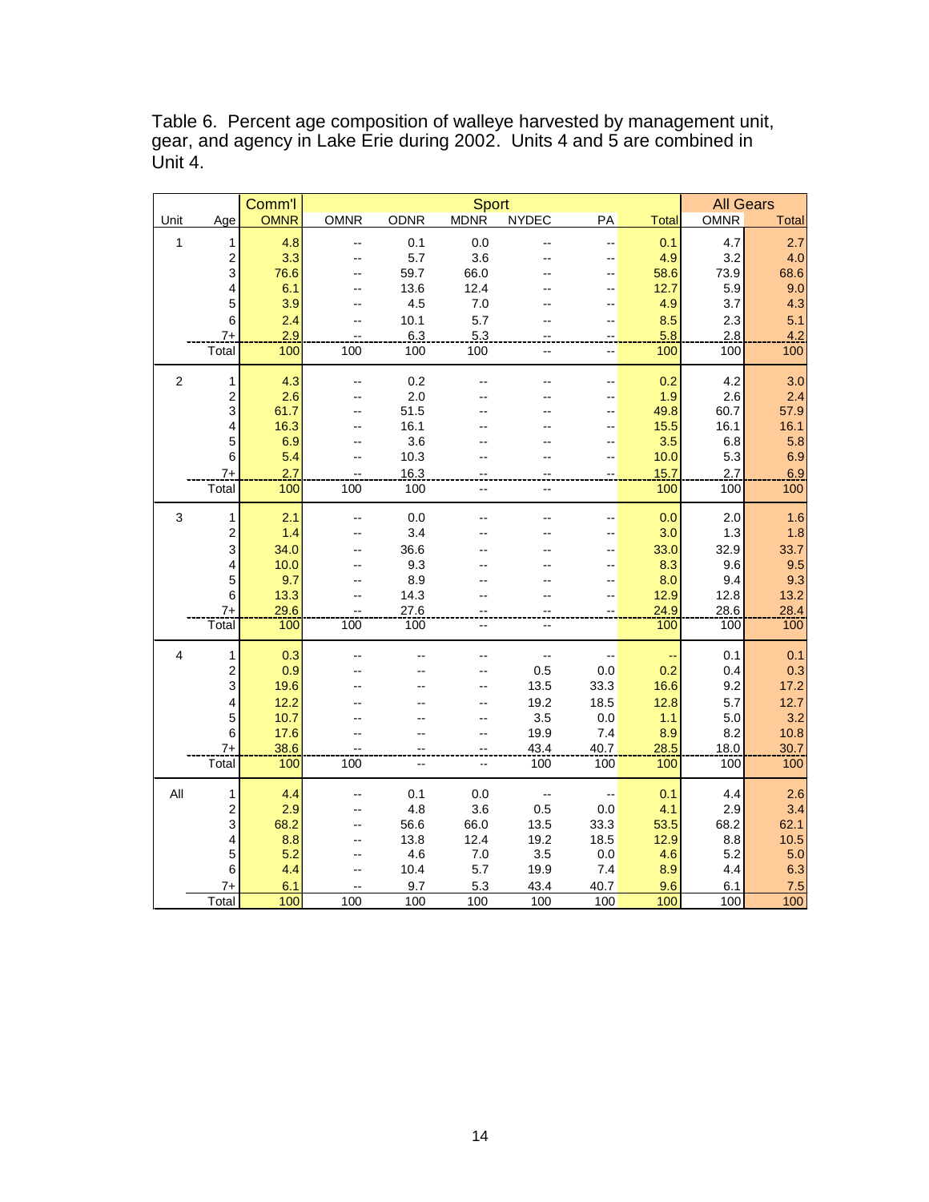Table 6. Percent age composition of walleye harvested by management unit, gear, and agency in Lake Erie during 2002. Units 4 and 5 are combined in Unit 4.

| | | Comm'l | Sport | | | | | | All Gears | |
|---|---|---|---|---|---|---|---|---|---|---|
| Unit | Age | OMNR | OMNR | ODNR | MDNR | NYDEC | PA | Total | OMNR | Total |
| 1 | 1 | 4.8 | -- | 0.1 | 0.0 | -- | -- | 0.1 | 4.7 | 2.7 |
| | 2 | 3.3 | -- | 5.7 | 3.6 | -- | -- | 4.9 | 3.2 | 4.0 |
| | 3 | 76.6 | -- | 59.7 | 66.0 | -- | -- | 58.6 | 73.9 | 68.6 |
| | 4 | 6.1 | -- | 13.6 | 12.4 | -- | -- | 12.7 | 5.9 | 9.0 |
| | 5 | 3.9 | -- | 4.5 | 7.0 | -- | -- | 4.9 | 3.7 | 4.3 |
| | 6 | 2.4 | -- | 10.1 | 5.7 | -- | -- | 8.5 | 2.3 | 5.1 |
| | 7+ | 2.9 | -- | 6.3 | 5.3 | -- | -- | 5.8 | 2.8 | 4.2 |
| | Total | 100 | 100 | 100 | 100 | -- | -- | 100 | 100 | 100 |
| 2 | 1 | 4.3 | -- | 0.2 | -- | -- | -- | 0.2 | 4.2 | 3.0 |
| | 2 | 2.6 | -- | 2.0 | -- | -- | -- | 1.9 | 2.6 | 2.4 |
| | 3 | 61.7 | -- | 51.5 | -- | -- | -- | 49.8 | 60.7 | 57.9 |
| | 4 | 16.3 | -- | 16.1 | -- | -- | -- | 15.5 | 16.1 | 16.1 |
| | 5 | 6.9 | -- | 3.6 | -- | -- | -- | 3.5 | 6.8 | 5.8 |
| | 6 | 5.4 | -- | 10.3 | -- | -- | -- | 10.0 | 5.3 | 6.9 |
| | 7+ | 2.7 | -- | 16.3 | -- | -- | -- | 15.7 | 2.7 | 6.9 |
| | Total | 100 | 100 | 100 | -- | -- | | 100 | 100 | 100 |
| 3 | 1 | 2.1 | -- | 0.0 | -- | -- | -- | 0.0 | 2.0 | 1.6 |
| | 2 | 1.4 | -- | 3.4 | -- | -- | -- | 3.0 | 1.3 | 1.8 |
| | 3 | 34.0 | -- | 36.6 | -- | -- | -- | 33.0 | 32.9 | 33.7 |
| | 4 | 10.0 | -- | 9.3 | -- | -- | -- | 8.3 | 9.6 | 9.5 |
| | 5 | 9.7 | -- | 8.9 | -- | -- | -- | 8.0 | 9.4 | 9.3 |
| | 6 | 13.3 | -- | 14.3 | -- | -- | -- | 12.9 | 12.8 | 13.2 |
| | 7+ | 29.6 | -- | 27.6 | -- | -- | -- | 24.9 | 28.6 | 28.4 |
| | Total | 100 | 100 | 100 | -- | -- | | 100 | 100 | 100 |
| 4 | 1 | 0.3 | -- | -- | -- | -- | -- | -- | 0.1 | 0.1 |
| | 2 | 0.9 | -- | -- | -- | 0.5 | 0.0 | 0.2 | 0.4 | 0.3 |
| | 3 | 19.6 | -- | -- | -- | 13.5 | 33.3 | 16.6 | 9.2 | 17.2 |
| | 4 | 12.2 | -- | -- | -- | 19.2 | 18.5 | 12.8 | 5.7 | 12.7 |
| | 5 | 10.7 | -- | -- | -- | 3.5 | 0.0 | 1.1 | 5.0 | 3.2 |
| | 6 | 17.6 | -- | -- | -- | 19.9 | 7.4 | 8.9 | 8.2 | 10.8 |
| | 7+ | 38.6 | -- | -- | -- | 43.4 | 40.7 | 28.5 | 18.0 | 30.7 |
| | Total | 100 | 100 | -- | -- | 100 | 100 | 100 | 100 | 100 |
| All | 1 | 4.4 | -- | 0.1 | 0.0 | -- | -- | 0.1 | 4.4 | 2.6 |
| | 2 | 2.9 | -- | 4.8 | 3.6 | 0.5 | 0.0 | 4.1 | 2.9 | 3.4 |
| | 3 | 68.2 | -- | 56.6 | 66.0 | 13.5 | 33.3 | 53.5 | 68.2 | 62.1 |
| | 4 | 8.8 | -- | 13.8 | 12.4 | 19.2 | 18.5 | 12.9 | 8.8 | 10.5 |
| | 5 | 5.2 | -- | 4.6 | 7.0 | 3.5 | 0.0 | 4.6 | 5.2 | 5.0 |
| | 6 | 4.4 | -- | 10.4 | 5.7 | 19.9 | 7.4 | 8.9 | 4.4 | 6.3 |
| | 7+ | 6.1 | -- | 9.7 | 5.3 | 43.4 | 40.7 | 9.6 | 6.1 | 7.5 |
| | Total | 100 | 100 | 100 | 100 | 100 | 100 | 100 | 100 | 100 |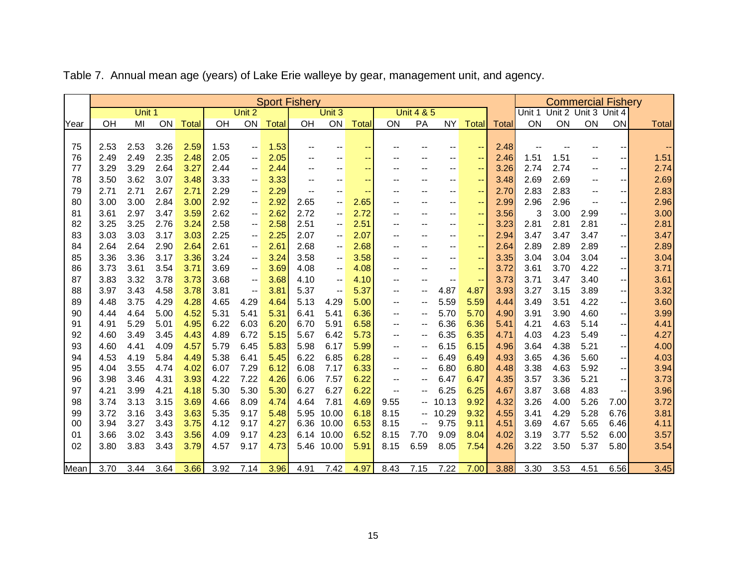Table 7. Annual mean age (years) of Lake Erie walleye by gear, management unit, and agency.

| | Sport Fishery | | | | | | | | | | | | | | | | Commercial Fishery | | | | |
|---|---|---|---|---|---|---|---|---|---|---|---|---|---|---|---|---|---|---|---|---|---|
| | Unit 1 | | | | Unit 2 | | | Unit 3 | | | Unit 4 & 5 | | | | | | Unit 1 | Unit 2 | Unit 3 | Unit 4 | |
| Year | OH | MI | ON | Total | OH | ON | Total | OH | ON | Total | ON | PA | NY | Total | Total | ON | ON | ON | ON | Total |
| 75 | 2.53 | 2.53 | 3.26 | 2.59 | 1.53 | -- | 1.53 | -- | -- | -- | -- | -- | -- | -- | 2.48 | -- | -- | -- | -- | -- |
| 76 | 2.49 | 2.49 | 2.35 | 2.48 | 2.05 | -- | 2.05 | -- | -- | -- | -- | -- | -- | -- | 2.46 | 1.51 | 1.51 | -- | -- | 1.51 |
| 77 | 3.29 | 3.29 | 2.64 | 3.27 | 2.44 | -- | 2.44 | -- | -- | -- | -- | -- | -- | -- | 3.26 | 2.74 | 2.74 | -- | -- | 2.74 |
| 78 | 3.50 | 3.62 | 3.07 | 3.48 | 3.33 | -- | 3.33 | -- | -- | -- | -- | -- | -- | -- | 3.48 | 2.69 | 2.69 | -- | -- | 2.69 |
| 79 | 2.71 | 2.71 | 2.67 | 2.71 | 2.29 | -- | 2.29 | -- | -- | -- | -- | -- | -- | -- | 2.70 | 2.83 | 2.83 | -- | -- | 2.83 |
| 80 | 3.00 | 3.00 | 2.84 | 3.00 | 2.92 | -- | 2.92 | 2.65 | -- | 2.65 | -- | -- | -- | -- | 2.99 | 2.96 | 2.96 | -- | -- | 2.96 |
| 81 | 3.61 | 2.97 | 3.47 | 3.59 | 2.62 | -- | 2.62 | 2.72 | -- | 2.72 | -- | -- | -- | -- | 3.56 | 3 | 3.00 | 2.99 | -- | 3.00 |
| 82 | 3.25 | 3.25 | 2.76 | 3.24 | 2.58 | -- | 2.58 | 2.51 | -- | 2.51 | -- | -- | -- | -- | 3.23 | 2.81 | 2.81 | 2.81 | -- | 2.81 |
| 83 | 3.03 | 3.03 | 3.17 | 3.03 | 2.25 | -- | 2.25 | 2.07 | -- | 2.07 | -- | -- | -- | -- | 2.94 | 3.47 | 3.47 | 3.47 | -- | 3.47 |
| 84 | 2.64 | 2.64 | 2.90 | 2.64 | 2.61 | -- | 2.61 | 2.68 | -- | 2.68 | -- | -- | -- | -- | 2.64 | 2.89 | 2.89 | 2.89 | -- | 2.89 |
| 85 | 3.36 | 3.36 | 3.17 | 3.36 | 3.24 | -- | 3.24 | 3.58 | -- | 3.58 | -- | -- | -- | -- | 3.35 | 3.04 | 3.04 | 3.04 | -- | 3.04 |
| 86 | 3.73 | 3.61 | 3.54 | 3.71 | 3.69 | -- | 3.69 | 4.08 | -- | 4.08 | -- | -- | -- | -- | 3.72 | 3.61 | 3.70 | 4.22 | -- | 3.71 |
| 87 | 3.83 | 3.32 | 3.78 | 3.73 | 3.68 | -- | 3.68 | 4.10 | -- | 4.10 | -- | -- | -- | -- | 3.73 | 3.71 | 3.47 | 3.40 | -- | 3.61 |
| 88 | 3.97 | 3.43 | 4.58 | 3.78 | 3.81 | -- | 3.81 | 5.37 | -- | 5.37 | -- | -- | 4.87 | 4.87 | 3.93 | 3.27 | 3.15 | 3.89 | -- | 3.32 |
| 89 | 4.48 | 3.75 | 4.29 | 4.28 | 4.65 | 4.29 | 4.64 | 5.13 | 4.29 | 5.00 | -- | -- | 5.59 | 5.59 | 4.44 | 3.49 | 3.51 | 4.22 | -- | 3.60 |
| 90 | 4.44 | 4.64 | 5.00 | 4.52 | 5.31 | 5.41 | 5.31 | 6.41 | 5.41 | 6.36 | -- | -- | 5.70 | 5.70 | 4.90 | 3.91 | 3.90 | 4.60 | -- | 3.99 |
| 91 | 4.91 | 5.29 | 5.01 | 4.95 | 6.22 | 6.03 | 6.20 | 6.70 | 5.91 | 6.58 | -- | -- | 6.36 | 6.36 | 5.41 | 4.21 | 4.63 | 5.14 | -- | 4.41 |
| 92 | 4.60 | 3.49 | 3.45 | 4.43 | 4.89 | 6.72 | 5.15 | 5.67 | 6.42 | 5.73 | -- | -- | 6.35 | 6.35 | 4.71 | 4.03 | 4.23 | 5.49 | -- | 4.27 |
| 93 | 4.60 | 4.41 | 4.09 | 4.57 | 5.79 | 6.45 | 5.83 | 5.98 | 6.17 | 5.99 | -- | -- | 6.15 | 6.15 | 4.96 | 3.64 | 4.38 | 5.21 | -- | 4.00 |
| 94 | 4.53 | 4.19 | 5.84 | 4.49 | 5.38 | 6.41 | 5.45 | 6.22 | 6.85 | 6.28 | -- | -- | 6.49 | 6.49 | 4.93 | 3.65 | 4.36 | 5.60 | -- | 4.03 |
| 95 | 4.04 | 3.55 | 4.74 | 4.02 | 6.07 | 7.29 | 6.12 | 6.08 | 7.17 | 6.33 | -- | -- | 6.80 | 6.80 | 4.48 | 3.38 | 4.63 | 5.92 | -- | 3.94 |
| 96 | 3.98 | 3.46 | 4.31 | 3.93 | 4.22 | 7.22 | 4.26 | 6.06 | 7.57 | 6.22 | -- | -- | 6.47 | 6.47 | 4.35 | 3.57 | 3.36 | 5.21 | -- | 3.73 |
| 97 | 4.21 | 3.99 | 4.21 | 4.18 | 5.30 | 5.30 | 5.30 | 6.27 | 6.27 | 6.22 | -- | -- | 6.25 | 6.25 | 4.67 | 3.87 | 3.68 | 4.83 | -- | 3.96 |
| 98 | 3.74 | 3.13 | 3.15 | 3.69 | 4.66 | 8.09 | 4.74 | 4.64 | 7.81 | 4.69 | 9.55 | -- | 10.13 | 9.92 | 4.32 | 3.26 | 4.00 | 5.26 | 7.00 | 3.72 |
| 99 | 3.72 | 3.16 | 3.43 | 3.63 | 5.35 | 9.17 | 5.48 | 5.95 | 10.00 | 6.18 | 8.15 | -- | 10.29 | 9.32 | 4.55 | 3.41 | 4.29 | 5.28 | 6.76 | 3.81 |
| 00 | 3.94 | 3.27 | 3.43 | 3.75 | 4.12 | 9.17 | 4.27 | 6.36 | 10.00 | 6.53 | 8.15 | -- | 9.75 | 9.11 | 4.51 | 3.69 | 4.67 | 5.65 | 6.46 | 4.11 |
| 01 | 3.66 | 3.02 | 3.43 | 3.56 | 4.09 | 9.17 | 4.23 | 6.14 | 10.00 | 6.52 | 8.15 | 7.70 | 9.09 | 8.04 | 4.02 | 3.19 | 3.77 | 5.52 | 6.00 | 3.57 |
| 02 | 3.80 | 3.83 | 3.43 | 3.79 | 4.57 | 9.17 | 4.73 | 5.46 | 10.00 | 5.91 | 8.15 | 6.59 | 8.05 | 7.54 | 4.26 | 3.22 | 3.50 | 5.37 | 5.80 | 3.54 |
| Mean | 3.70 | 3.44 | 3.64 | 3.66 | 3.92 | 7.14 | 3.96 | 4.91 | 7.42 | 4.97 | 8.43 | 7.15 | 7.22 | 7.00 | 3.88 | 3.30 | 3.53 | 4.51 | 6.56 | 3.45 |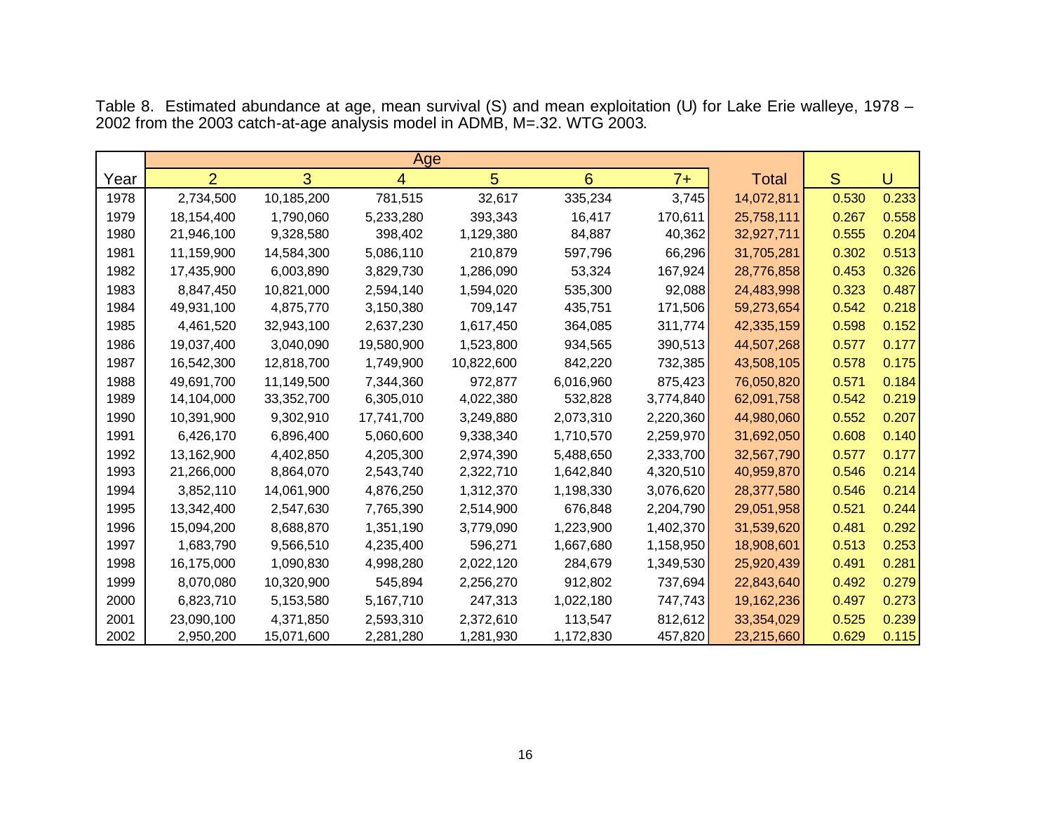Table 8. Estimated abundance at age, mean survival (S) and mean exploitation (U) for Lake Erie walleye, 1978 – 2002 from the 2003 catch-at-age analysis model in ADMB, M=.32. WTG 2003.

| | Age | | | | | | | | |
|---|---|---|---|---|---|---|---|---|---|
| Year | 2 | 3 | 4 | 5 | 6 | 7+ | Total | S | U |
| 1978 | 2,734,500 | 10,185,200 | 781,515 | 32,617 | 335,234 | 3,745 | 14,072,811 | 0.530 | 0.233 |
| 1979 | 18,154,400 | 1,790,060 | 5,233,280 | 393,343 | 16,417 | 170,611 | 25,758,111 | 0.267 | 0.558 |
| 1980 | 21,946,100 | 9,328,580 | 398,402 | 1,129,380 | 84,887 | 40,362 | 32,927,711 | 0.555 | 0.204 |
| 1981 | 11,159,900 | 14,584,300 | 5,086,110 | 210,879 | 597,796 | 66,296 | 31,705,281 | 0.302 | 0.513 |
| 1982 | 17,435,900 | 6,003,890 | 3,829,730 | 1,286,090 | 53,324 | 167,924 | 28,776,858 | 0.453 | 0.326 |
| 1983 | 8,847,450 | 10,821,000 | 2,594,140 | 1,594,020 | 535,300 | 92,088 | 24,483,998 | 0.323 | 0.487 |
| 1984 | 49,931,100 | 4,875,770 | 3,150,380 | 709,147 | 435,751 | 171,506 | 59,273,654 | 0.542 | 0.218 |
| 1985 | 4,461,520 | 32,943,100 | 2,637,230 | 1,617,450 | 364,085 | 311,774 | 42,335,159 | 0.598 | 0.152 |
| 1986 | 19,037,400 | 3,040,090 | 19,580,900 | 1,523,800 | 934,565 | 390,513 | 44,507,268 | 0.577 | 0.177 |
| 1987 | 16,542,300 | 12,818,700 | 1,749,900 | 10,822,600 | 842,220 | 732,385 | 43,508,105 | 0.578 | 0.175 |
| 1988 | 49,691,700 | 11,149,500 | 7,344,360 | 972,877 | 6,016,960 | 875,423 | 76,050,820 | 0.571 | 0.184 |
| 1989 | 14,104,000 | 33,352,700 | 6,305,010 | 4,022,380 | 532,828 | 3,774,840 | 62,091,758 | 0.542 | 0.219 |
| 1990 | 10,391,900 | 9,302,910 | 17,741,700 | 3,249,880 | 2,073,310 | 2,220,360 | 44,980,060 | 0.552 | 0.207 |
| 1991 | 6,426,170 | 6,896,400 | 5,060,600 | 9,338,340 | 1,710,570 | 2,259,970 | 31,692,050 | 0.608 | 0.140 |
| 1992 | 13,162,900 | 4,402,850 | 4,205,300 | 2,974,390 | 5,488,650 | 2,333,700 | 32,567,790 | 0.577 | 0.177 |
| 1993 | 21,266,000 | 8,864,070 | 2,543,740 | 2,322,710 | 1,642,840 | 4,320,510 | 40,959,870 | 0.546 | 0.214 |
| 1994 | 3,852,110 | 14,061,900 | 4,876,250 | 1,312,370 | 1,198,330 | 3,076,620 | 28,377,580 | 0.546 | 0.214 |
| 1995 | 13,342,400 | 2,547,630 | 7,765,390 | 2,514,900 | 676,848 | 2,204,790 | 29,051,958 | 0.521 | 0.244 |
| 1996 | 15,094,200 | 8,688,870 | 1,351,190 | 3,779,090 | 1,223,900 | 1,402,370 | 31,539,620 | 0.481 | 0.292 |
| 1997 | 1,683,790 | 9,566,510 | 4,235,400 | 596,271 | 1,667,680 | 1,158,950 | 18,908,601 | 0.513 | 0.253 |
| 1998 | 16,175,000 | 1,090,830 | 4,998,280 | 2,022,120 | 284,679 | 1,349,530 | 25,920,439 | 0.491 | 0.281 |
| 1999 | 8,070,080 | 10,320,900 | 545,894 | 2,256,270 | 912,802 | 737,694 | 22,843,640 | 0.492 | 0.279 |
| 2000 | 6,823,710 | 5,153,580 | 5,167,710 | 247,313 | 1,022,180 | 747,743 | 19,162,236 | 0.497 | 0.273 |
| 2001 | 23,090,100 | 4,371,850 | 2,593,310 | 2,372,610 | 113,547 | 812,612 | 33,354,029 | 0.525 | 0.239 |
| 2002 | 2,950,200 | 15,071,600 | 2,281,280 | 1,281,930 | 1,172,830 | 457,820 | 23,215,660 | 0.629 | 0.115 |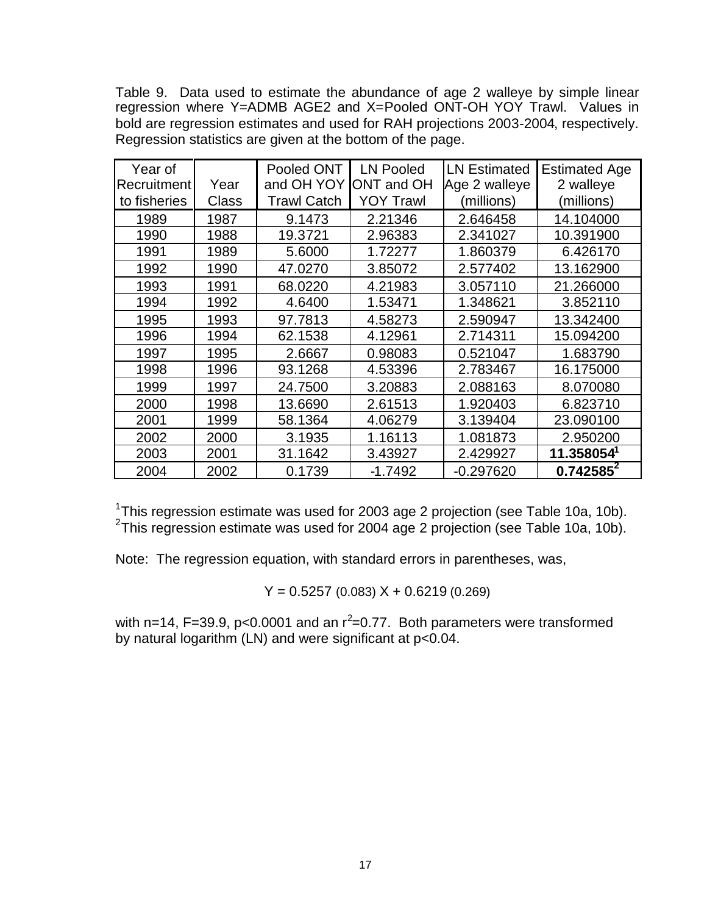Table 9. Data used to estimate the abundance of age 2 walleye by simple linear regression where Y=ADMB AGE2 and X=Pooled ONT-OH YOY Trawl. Values in bold are regression estimates and used for RAH projections 2003-2004, respectively. Regression statistics are given at the bottom of the page.

| Year of Recruitment to fisheries | Year Class | Pooled ONT and OH YOY Trawl Catch | LN Pooled ONT and OH YOY Trawl | LN Estimated Age 2 walleye (millions) | Estimated Age 2 walleye (millions) |
|---|---|---|---|---|---|
| 1989 | 1987 | 9.1473 | 2.21346 | 2.646458 | 14.104000 |
| 1990 | 1988 | 19.3721 | 2.96383 | 2.341027 | 10.391900 |
| 1991 | 1989 | 5.6000 | 1.72277 | 1.860379 | 6.426170 |
| 1992 | 1990 | 47.0270 | 3.85072 | 2.577402 | 13.162900 |
| 1993 | 1991 | 68.0220 | 4.21983 | 3.057110 | 21.266000 |
| 1994 | 1992 | 4.6400 | 1.53471 | 1.348621 | 3.852110 |
| 1995 | 1993 | 97.7813 | 4.58273 | 2.590947 | 13.342400 |
| 1996 | 1994 | 62.1538 | 4.12961 | 2.714311 | 15.094200 |
| 1997 | 1995 | 2.6667 | 0.98083 | 0.521047 | 1.683790 |
| 1998 | 1996 | 93.1268 | 4.53396 | 2.783467 | 16.175000 |
| 1999 | 1997 | 24.7500 | 3.20883 | 2.088163 | 8.070080 |
| 2000 | 1998 | 13.6690 | 2.61513 | 1.920403 | 6.823710 |
| 2001 | 1999 | 58.1364 | 4.06279 | 3.139404 | 23.090100 |
| 2002 | 2000 | 3.1935 | 1.16113 | 1.081873 | 2.950200 |
| 2003 | 2001 | 31.1642 | 3.43927 | 2.429927 | **11.358054**[1] |
| 2004 | 2002 | 0.1739 | -1.7492 | -0.297620 | **0.742585**[2] |

[1]This regression estimate was used for 2003 age 2 projection (see Table 10a, 10b).
[2]This regression estimate was used for 2004 age 2 projection (see Table 10a, 10b).

Note: The regression equation, with standard errors in parentheses, was,

$$Y = 0.5257\ (0.083)\ X + 0.6219\ (0.269)$$

with n=14, F=39.9, p<0.0001 and an $r^2$=0.77. Both parameters were transformed by natural logarithm (LN) and were significant at p<0.04.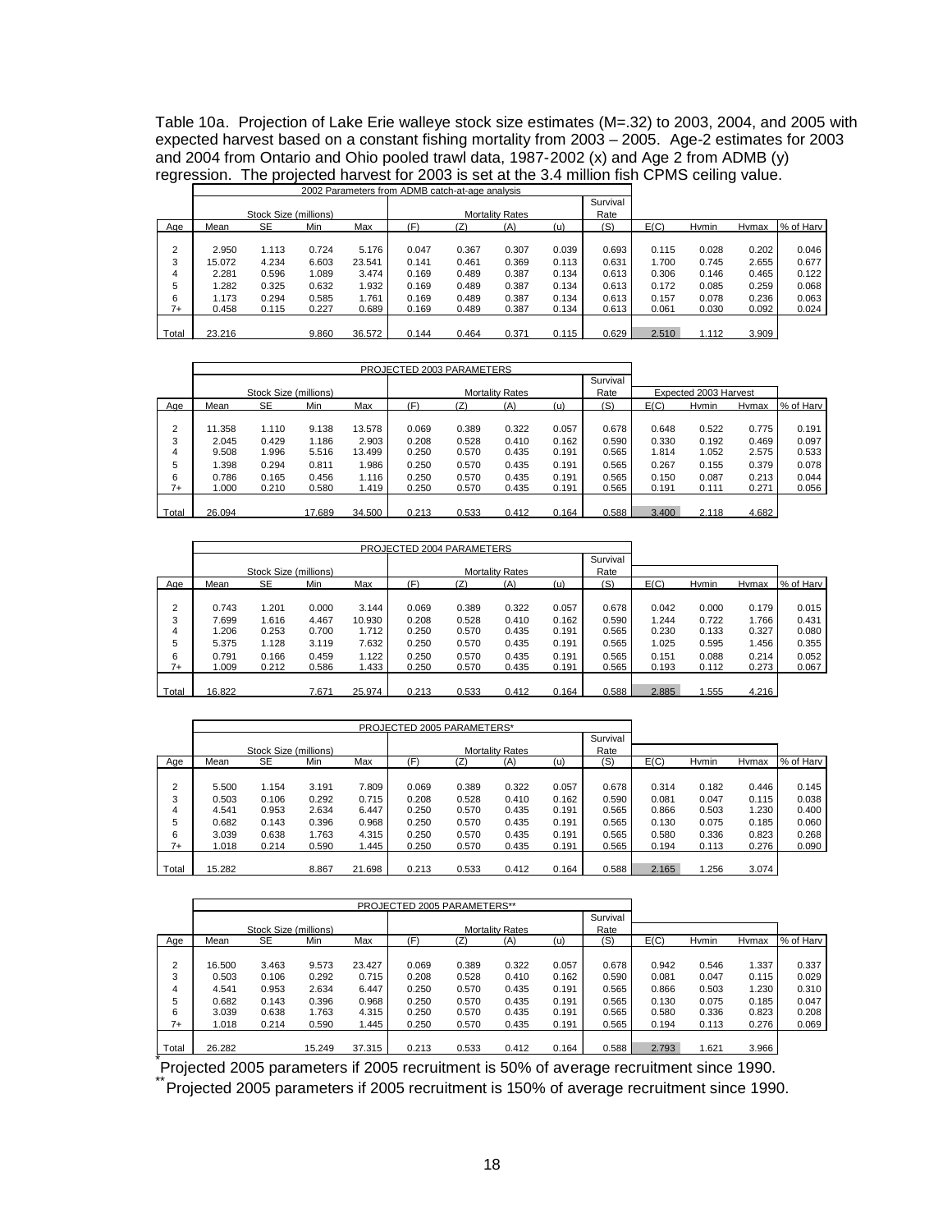Table 10a. Projection of Lake Erie walleye stock size estimates (M=.32) to 2003, 2004, and 2005 with expected harvest based on a constant fishing mortality from 2003 – 2005. Age-2 estimates for 2003 and 2004 from Ontario and Ohio pooled trawl data, 1987-2002 (x) and Age 2 from ADMB (y) regression. The projected harvest for 2003 is set at the 3.4 million fish CPMS ceiling value.

| | 2002 Parameters from ADMB catch-at-age analysis | | | | | | | | | | | | |
|---|---|---|---|---|---|---|---|---|---|---|---|---|---|
| | Stock Size (millions) | | | | Mortality Rates | | | | Survival Rate | | | | |
| Age | Mean | SE | Min | Max | (F) | (Z) | (A) | (u) | (S) | E(C) | Hvmin | Hvmax | % of Harv |
| 2 | 2.950 | 1.113 | 0.724 | 5.176 | 0.047 | 0.367 | 0.307 | 0.039 | 0.693 | 0.115 | 0.028 | 0.202 | 0.046 |
| 3 | 15.072 | 4.234 | 6.603 | 23.541 | 0.141 | 0.461 | 0.369 | 0.113 | 0.631 | 1.700 | 0.745 | 2.655 | 0.677 |
| 4 | 2.281 | 0.596 | 1.089 | 3.474 | 0.169 | 0.489 | 0.387 | 0.134 | 0.613 | 0.306 | 0.146 | 0.465 | 0.122 |
| 5 | 1.282 | 0.325 | 0.632 | 1.932 | 0.169 | 0.489 | 0.387 | 0.134 | 0.613 | 0.172 | 0.085 | 0.259 | 0.068 |
| 6 | 1.173 | 0.294 | 0.585 | 1.761 | 0.169 | 0.489 | 0.387 | 0.134 | 0.613 | 0.157 | 0.078 | 0.236 | 0.063 |
| 7+ | 0.458 | 0.115 | 0.227 | 0.689 | 0.169 | 0.489 | 0.387 | 0.134 | 0.613 | 0.061 | 0.030 | 0.092 | 0.024 |
| Total | 23.216 | | 9.860 | 36.572 | 0.144 | 0.464 | 0.371 | 0.115 | 0.629 | 2.510 | 1.112 | 3.909 | |

| | PROJECTED 2003 PARAMETERS | | | | | | | | | | | | |
|---|---|---|---|---|---|---|---|---|---|---|---|---|---|
| | Stock Size (millions) | | | | Mortality Rates | | | | Survival Rate | Expected 2003 Harvest | | | |
| Age | Mean | SE | Min | Max | (F) | (Z) | (A) | (u) | (S) | E(C) | Hvmin | Hvmax | % of Harv |
| 2 | 11.358 | 1.110 | 9.138 | 13.578 | 0.069 | 0.389 | 0.322 | 0.057 | 0.678 | 0.648 | 0.522 | 0.775 | 0.191 |
| 3 | 2.045 | 0.429 | 1.186 | 2.903 | 0.208 | 0.528 | 0.410 | 0.162 | 0.590 | 0.330 | 0.192 | 0.469 | 0.097 |
| 4 | 9.508 | 1.996 | 5.516 | 13.499 | 0.250 | 0.570 | 0.435 | 0.191 | 0.565 | 1.814 | 1.052 | 2.575 | 0.533 |
| 5 | 1.398 | 0.294 | 0.811 | 1.986 | 0.250 | 0.570 | 0.435 | 0.191 | 0.565 | 0.267 | 0.155 | 0.379 | 0.078 |
| 6 | 0.786 | 0.165 | 0.456 | 1.116 | 0.250 | 0.570 | 0.435 | 0.191 | 0.565 | 0.150 | 0.087 | 0.213 | 0.044 |
| 7+ | 1.000 | 0.210 | 0.580 | 1.419 | 0.250 | 0.570 | 0.435 | 0.191 | 0.565 | 0.191 | 0.111 | 0.271 | 0.056 |
| Total | 26.094 | | 17.689 | 34.500 | 0.213 | 0.533 | 0.412 | 0.164 | 0.588 | 3.400 | 2.118 | 4.682 | |

| | PROJECTED 2004 PARAMETERS | | | | | | | | | | | | |
|---|---|---|---|---|---|---|---|---|---|---|---|---|---|
| | Stock Size (millions) | | | | Mortality Rates | | | | Survival Rate | | | | |
| Age | Mean | SE | Min | Max | (F) | (Z) | (A) | (u) | (S) | E(C) | Hvmin | Hvmax | % of Harv |
| 2 | 0.743 | 1.201 | 0.000 | 3.144 | 0.069 | 0.389 | 0.322 | 0.057 | 0.678 | 0.042 | 0.000 | 0.179 | 0.015 |
| 3 | 7.699 | 1.616 | 4.467 | 10.930 | 0.208 | 0.528 | 0.410 | 0.162 | 0.590 | 1.244 | 0.722 | 1.766 | 0.431 |
| 4 | 1.206 | 0.253 | 0.700 | 1.712 | 0.250 | 0.570 | 0.435 | 0.191 | 0.565 | 0.230 | 0.133 | 0.327 | 0.080 |
| 5 | 5.375 | 1.128 | 3.119 | 7.632 | 0.250 | 0.570 | 0.435 | 0.191 | 0.565 | 1.025 | 0.595 | 1.456 | 0.355 |
| 6 | 0.791 | 0.166 | 0.459 | 1.122 | 0.250 | 0.570 | 0.435 | 0.191 | 0.565 | 0.151 | 0.088 | 0.214 | 0.052 |
| 7+ | 1.009 | 0.212 | 0.586 | 1.433 | 0.250 | 0.570 | 0.435 | 0.191 | 0.565 | 0.193 | 0.112 | 0.273 | 0.067 |
| Total | 16.822 | | 7.671 | 25.974 | 0.213 | 0.533 | 0.412 | 0.164 | 0.588 | 2.885 | 1.555 | 4.216 | |

| | PROJECTED 2005 PARAMETERS* | | | | | | | | | | | | |
|---|---|---|---|---|---|---|---|---|---|---|---|---|---|
| | Stock Size (millions) | | | | Mortality Rates | | | | Survival Rate | | | | |
| Age | Mean | SE | Min | Max | (F) | (Z) | (A) | (u) | (S) | E(C) | Hvmin | Hvmax | % of Harv |
| 2 | 5.500 | 1.154 | 3.191 | 7.809 | 0.069 | 0.389 | 0.322 | 0.057 | 0.678 | 0.314 | 0.182 | 0.446 | 0.145 |
| 3 | 0.503 | 0.106 | 0.292 | 0.715 | 0.208 | 0.528 | 0.410 | 0.162 | 0.590 | 0.081 | 0.047 | 0.115 | 0.038 |
| 4 | 4.541 | 0.953 | 2.634 | 6.447 | 0.250 | 0.570 | 0.435 | 0.191 | 0.565 | 0.866 | 0.503 | 1.230 | 0.400 |
| 5 | 0.682 | 0.143 | 0.396 | 0.968 | 0.250 | 0.570 | 0.435 | 0.191 | 0.565 | 0.130 | 0.075 | 0.185 | 0.060 |
| 6 | 3.039 | 0.638 | 1.763 | 4.315 | 0.250 | 0.570 | 0.435 | 0.191 | 0.565 | 0.580 | 0.336 | 0.823 | 0.268 |
| 7+ | 1.018 | 0.214 | 0.590 | 1.445 | 0.250 | 0.570 | 0.435 | 0.191 | 0.565 | 0.194 | 0.113 | 0.276 | 0.090 |
| Total | 15.282 | | 8.867 | 21.698 | 0.213 | 0.533 | 0.412 | 0.164 | 0.588 | 2.165 | 1.256 | 3.074 | |

| | PROJECTED 2005 PARAMETERS** | | | | | | | | | | | | |
|---|---|---|---|---|---|---|---|---|---|---|---|---|---|
| | Stock Size (millions) | | | | Mortality Rates | | | | Survival Rate | | | | |
| Age | Mean | SE | Min | Max | (F) | (Z) | (A) | (u) | (S) | E(C) | Hvmin | Hvmax | % of Harv |
| 2 | 16.500 | 3.463 | 9.573 | 23.427 | 0.069 | 0.389 | 0.322 | 0.057 | 0.678 | 0.942 | 0.546 | 1.337 | 0.337 |
| 3 | 0.503 | 0.106 | 0.292 | 0.715 | 0.208 | 0.528 | 0.410 | 0.162 | 0.590 | 0.081 | 0.047 | 0.115 | 0.029 |
| 4 | 4.541 | 0.953 | 2.634 | 6.447 | 0.250 | 0.570 | 0.435 | 0.191 | 0.565 | 0.866 | 0.503 | 1.230 | 0.310 |
| 5 | 0.682 | 0.143 | 0.396 | 0.968 | 0.250 | 0.570 | 0.435 | 0.191 | 0.565 | 0.130 | 0.075 | 0.185 | 0.047 |
| 6 | 3.039 | 0.638 | 1.763 | 4.315 | 0.250 | 0.570 | 0.435 | 0.191 | 0.565 | 0.580 | 0.336 | 0.823 | 0.208 |
| 7+ | 1.018 | 0.214 | 0.590 | 1.445 | 0.250 | 0.570 | 0.435 | 0.191 | 0.565 | 0.194 | 0.113 | 0.276 | 0.069 |
| Total | 26.282 | | 15.249 | 37.315 | 0.213 | 0.533 | 0.412 | 0.164 | 0.588 | 2.793 | 1.621 | 3.966 | |

*Projected 2005 parameters if 2005 recruitment is 50% of average recruitment since 1990.

**Projected 2005 parameters if 2005 recruitment is 150% of average recruitment since 1990.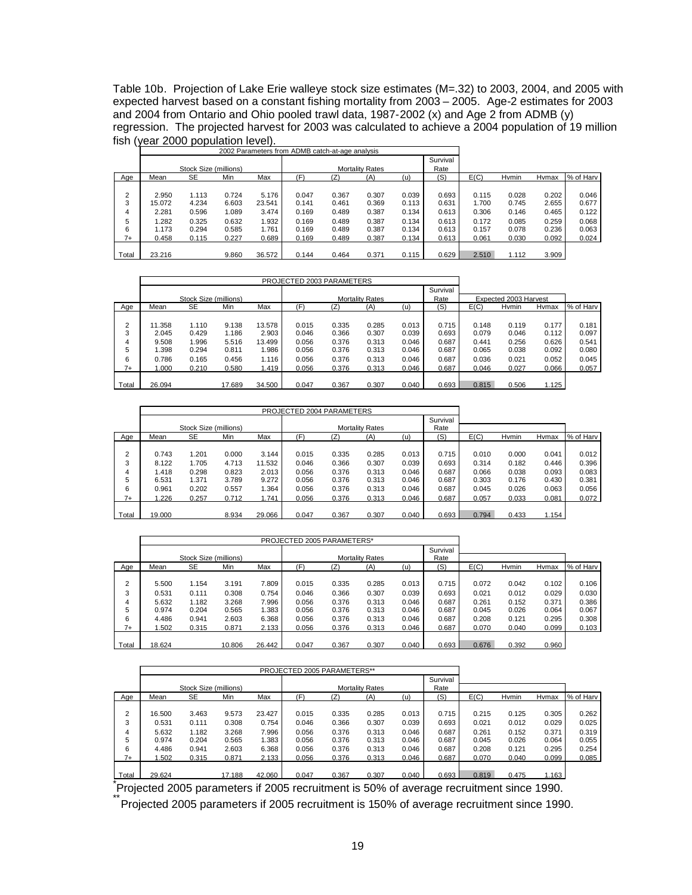Table 10b. Projection of Lake Erie walleye stock size estimates (M=.32) to 2003, 2004, and 2005 with expected harvest based on a constant fishing mortality from 2003 – 2005. Age-2 estimates for 2003 and 2004 from Ontario and Ohio pooled trawl data, 1987-2002 (x) and Age 2 from ADMB (y) regression. The projected harvest for 2003 was calculated to achieve a 2004 population of 19 million fish (year 2000 population level).

| | 2002 Parameters from ADMB catch-at-age analysis | | | | | | | | | | | | |
|---|---|---|---|---|---|---|---|---|---|---|---|---|---|
| | Stock Size (millions) | | | | Mortality Rates | | | | Survival Rate | | | | |
| Age | Mean | SE | Min | Max | (F) | (Z) | (A) | (u) | (S) | E(C) | Hvmin | Hvmax | % of Harv |
| 2 | 2.950 | 1.113 | 0.724 | 5.176 | 0.047 | 0.367 | 0.307 | 0.039 | 0.693 | 0.115 | 0.028 | 0.202 | 0.046 |
| 3 | 15.072 | 4.234 | 6.603 | 23.541 | 0.141 | 0.461 | 0.369 | 0.113 | 0.631 | 1.700 | 0.745 | 2.655 | 0.677 |
| 4 | 2.281 | 0.596 | 1.089 | 3.474 | 0.169 | 0.489 | 0.387 | 0.134 | 0.613 | 0.306 | 0.146 | 0.465 | 0.122 |
| 5 | 1.282 | 0.325 | 0.632 | 1.932 | 0.169 | 0.489 | 0.387 | 0.134 | 0.613 | 0.172 | 0.085 | 0.259 | 0.068 |
| 6 | 1.173 | 0.294 | 0.585 | 1.761 | 0.169 | 0.489 | 0.387 | 0.134 | 0.613 | 0.157 | 0.078 | 0.236 | 0.063 |
| 7+ | 0.458 | 0.115 | 0.227 | 0.689 | 0.169 | 0.489 | 0.387 | 0.134 | 0.613 | 0.061 | 0.030 | 0.092 | 0.024 |
| Total | 23.216 | | 9.860 | 36.572 | 0.144 | 0.464 | 0.371 | 0.115 | 0.629 | 2.510 | 1.112 | 3.909 | |

| | PROJECTED 2003 PARAMETERS | | | | | | | | | | | | |
|---|---|---|---|---|---|---|---|---|---|---|---|---|---|
| | Stock Size (millions) | | | | Mortality Rates | | | | Survival Rate | Expected 2003 Harvest | | | |
| Age | Mean | SE | Min | Max | (F) | (Z) | (A) | (u) | (S) | E(C) | Hvmin | Hvmax | % of Harv |
| 2 | 11.358 | 1.110 | 9.138 | 13.578 | 0.015 | 0.335 | 0.285 | 0.013 | 0.715 | 0.148 | 0.119 | 0.177 | 0.181 |
| 3 | 2.045 | 0.429 | 1.186 | 2.903 | 0.046 | 0.366 | 0.307 | 0.039 | 0.693 | 0.079 | 0.046 | 0.112 | 0.097 |
| 4 | 9.508 | 1.996 | 5.516 | 13.499 | 0.056 | 0.376 | 0.313 | 0.046 | 0.687 | 0.441 | 0.256 | 0.626 | 0.541 |
| 5 | 1.398 | 0.294 | 0.811 | 1.986 | 0.056 | 0.376 | 0.313 | 0.046 | 0.687 | 0.065 | 0.038 | 0.092 | 0.080 |
| 6 | 0.786 | 0.165 | 0.456 | 1.116 | 0.056 | 0.376 | 0.313 | 0.046 | 0.687 | 0.036 | 0.021 | 0.052 | 0.045 |
| 7+ | 1.000 | 0.210 | 0.580 | 1.419 | 0.056 | 0.376 | 0.313 | 0.046 | 0.687 | 0.046 | 0.027 | 0.066 | 0.057 |
| Total | 26.094 | | 17.689 | 34.500 | 0.047 | 0.367 | 0.307 | 0.040 | 0.693 | 0.815 | 0.506 | 1.125 | |

| | PROJECTED 2004 PARAMETERS | | | | | | | | | | | | |
|---|---|---|---|---|---|---|---|---|---|---|---|---|---|
| | Stock Size (millions) | | | | Mortality Rates | | | | Survival Rate | | | | |
| Age | Mean | SE | Min | Max | (F) | (Z) | (A) | (u) | (S) | E(C) | Hvmin | Hvmax | % of Harv |
| 2 | 0.743 | 1.201 | 0.000 | 3.144 | 0.015 | 0.335 | 0.285 | 0.013 | 0.715 | 0.010 | 0.000 | 0.041 | 0.012 |
| 3 | 8.122 | 1.705 | 4.713 | 11.532 | 0.046 | 0.366 | 0.307 | 0.039 | 0.693 | 0.314 | 0.182 | 0.446 | 0.396 |
| 4 | 1.418 | 0.298 | 0.823 | 2.013 | 0.056 | 0.376 | 0.313 | 0.046 | 0.687 | 0.066 | 0.038 | 0.093 | 0.083 |
| 5 | 6.531 | 1.371 | 3.789 | 9.272 | 0.056 | 0.376 | 0.313 | 0.046 | 0.687 | 0.303 | 0.176 | 0.430 | 0.381 |
| 6 | 0.961 | 0.202 | 0.557 | 1.364 | 0.056 | 0.376 | 0.313 | 0.046 | 0.687 | 0.045 | 0.026 | 0.063 | 0.056 |
| 7+ | 1.226 | 0.257 | 0.712 | 1.741 | 0.056 | 0.376 | 0.313 | 0.046 | 0.687 | 0.057 | 0.033 | 0.081 | 0.072 |
| Total | 19.000 | | 8.934 | 29.066 | 0.047 | 0.367 | 0.307 | 0.040 | 0.693 | 0.794 | 0.433 | 1.154 | |

| | PROJECTED 2005 PARAMETERS* | | | | | | | | | | | | |
|---|---|---|---|---|---|---|---|---|---|---|---|---|---|
| | Stock Size (millions) | | | | Mortality Rates | | | | Survival Rate | | | | |
| Age | Mean | SE | Min | Max | (F) | (Z) | (A) | (u) | (S) | E(C) | Hvmin | Hvmax | % of Harv |
| 2 | 5.500 | 1.154 | 3.191 | 7.809 | 0.015 | 0.335 | 0.285 | 0.013 | 0.715 | 0.072 | 0.042 | 0.102 | 0.106 |
| 3 | 0.531 | 0.111 | 0.308 | 0.754 | 0.046 | 0.366 | 0.307 | 0.039 | 0.693 | 0.021 | 0.012 | 0.029 | 0.030 |
| 4 | 5.632 | 1.182 | 3.268 | 7.996 | 0.056 | 0.376 | 0.313 | 0.046 | 0.687 | 0.261 | 0.152 | 0.371 | 0.386 |
| 5 | 0.974 | 0.204 | 0.565 | 1.383 | 0.056 | 0.376 | 0.313 | 0.046 | 0.687 | 0.045 | 0.026 | 0.064 | 0.067 |
| 6 | 4.486 | 0.941 | 2.603 | 6.368 | 0.056 | 0.376 | 0.313 | 0.046 | 0.687 | 0.208 | 0.121 | 0.295 | 0.308 |
| 7+ | 1.502 | 0.315 | 0.871 | 2.133 | 0.056 | 0.376 | 0.313 | 0.046 | 0.687 | 0.070 | 0.040 | 0.099 | 0.103 |
| Total | 18.624 | | 10.806 | 26.442 | 0.047 | 0.367 | 0.307 | 0.040 | 0.693 | 0.676 | 0.392 | 0.960 | |

| | PROJECTED 2005 PARAMETERS** | | | | | | | | | | | | |
|---|---|---|---|---|---|---|---|---|---|---|---|---|---|
| | Stock Size (millions) | | | | Mortality Rates | | | | Survival Rate | | | | |
| Age | Mean | SE | Min | Max | (F) | (Z) | (A) | (u) | (S) | E(C) | Hvmin | Hvmax | % of Harv |
| 2 | 16.500 | 3.463 | 9.573 | 23.427 | 0.015 | 0.335 | 0.285 | 0.013 | 0.715 | 0.215 | 0.125 | 0.305 | 0.262 |
| 3 | 0.531 | 0.111 | 0.308 | 0.754 | 0.046 | 0.366 | 0.307 | 0.039 | 0.693 | 0.021 | 0.012 | 0.029 | 0.025 |
| 4 | 5.632 | 1.182 | 3.268 | 7.996 | 0.056 | 0.376 | 0.313 | 0.046 | 0.687 | 0.261 | 0.152 | 0.371 | 0.319 |
| 5 | 0.974 | 0.204 | 0.565 | 1.383 | 0.056 | 0.376 | 0.313 | 0.046 | 0.687 | 0.045 | 0.026 | 0.064 | 0.055 |
| 6 | 4.486 | 0.941 | 2.603 | 6.368 | 0.056 | 0.376 | 0.313 | 0.046 | 0.687 | 0.208 | 0.121 | 0.295 | 0.254 |
| 7+ | 1.502 | 0.315 | 0.871 | 2.133 | 0.056 | 0.376 | 0.313 | 0.046 | 0.687 | 0.070 | 0.040 | 0.099 | 0.085 |
| Total | 29.624 | | 17.188 | 42.060 | 0.047 | 0.367 | 0.307 | 0.040 | 0.693 | 0.819 | 0.475 | 1.163 | |

*Projected 2005 parameters if 2005 recruitment is 50% of average recruitment since 1990.

**Projected 2005 parameters if 2005 recruitment is 150% of average recruitment since 1990.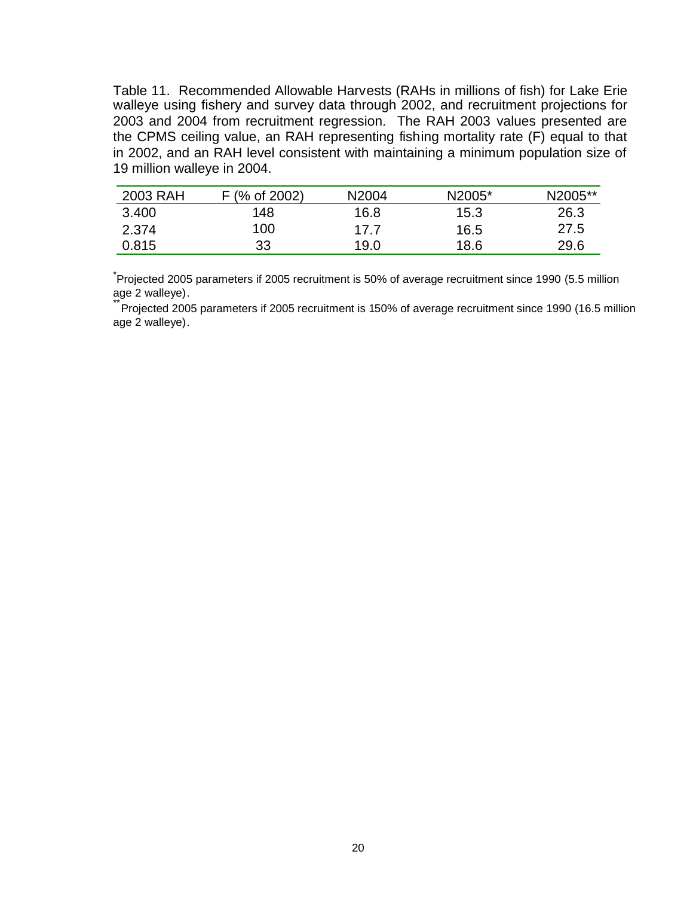Table 11. Recommended Allowable Harvests (RAHs in millions of fish) for Lake Erie walleye using fishery and survey data through 2002, and recruitment projections for 2003 and 2004 from recruitment regression. The RAH 2003 values presented are the CPMS ceiling value, an RAH representing fishing mortality rate (F) equal to that in 2002, and an RAH level consistent with maintaining a minimum population size of 19 million walleye in 2004.

| 2003 RAH | F (% of 2002) | N2004 | N2005* | N2005** |
|---|---|---|---|---|
| 3.400 | 148 | 16.8 | 15.3 | 26.3 |
| 2.374 | 100 | 17.7 | 16.5 | 27.5 |
| 0.815 | 33 | 19.0 | 18.6 | 29.6 |

*Projected 2005 parameters if 2005 recruitment is 50% of average recruitment since 1990 (5.5 million age 2 walleye).

**Projected 2005 parameters if 2005 recruitment is 150% of average recruitment since 1990 (16.5 million age 2 walleye).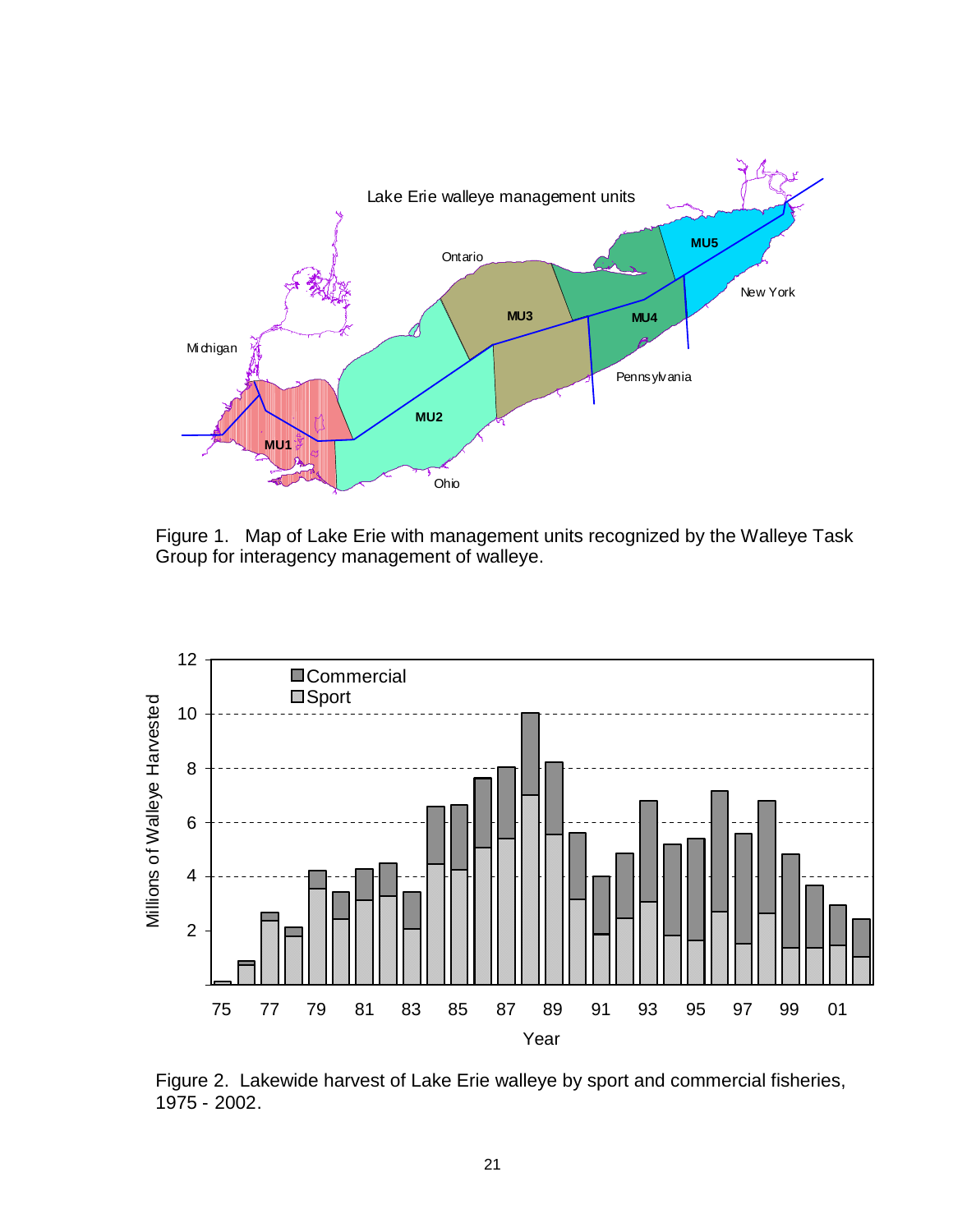Figure 1. Map of Lake Erie with management units recognized by the Walleye Task Group for interagency management of walleye.

Figure 2. Lakewide harvest of Lake Erie walleye by sport and commercial fisheries, 1975 - 2002.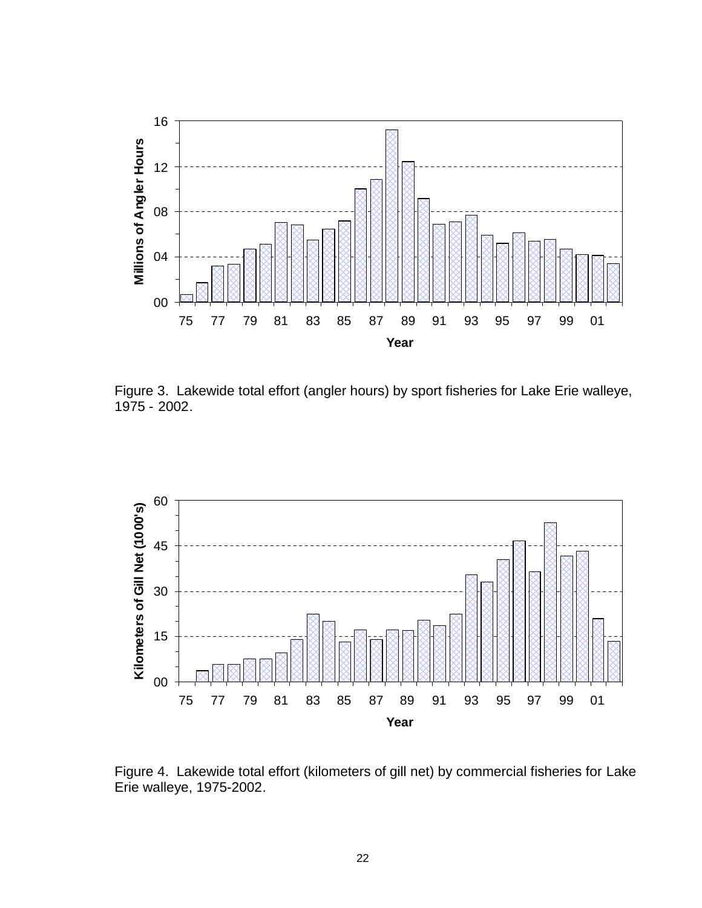Figure 3. Lakewide total effort (angler hours) by sport fisheries for Lake Erie walleye, 1975 - 2002.

Figure 4. Lakewide total effort (kilometers of gill net) by commercial fisheries for Lake Erie walleye, 1975-2002.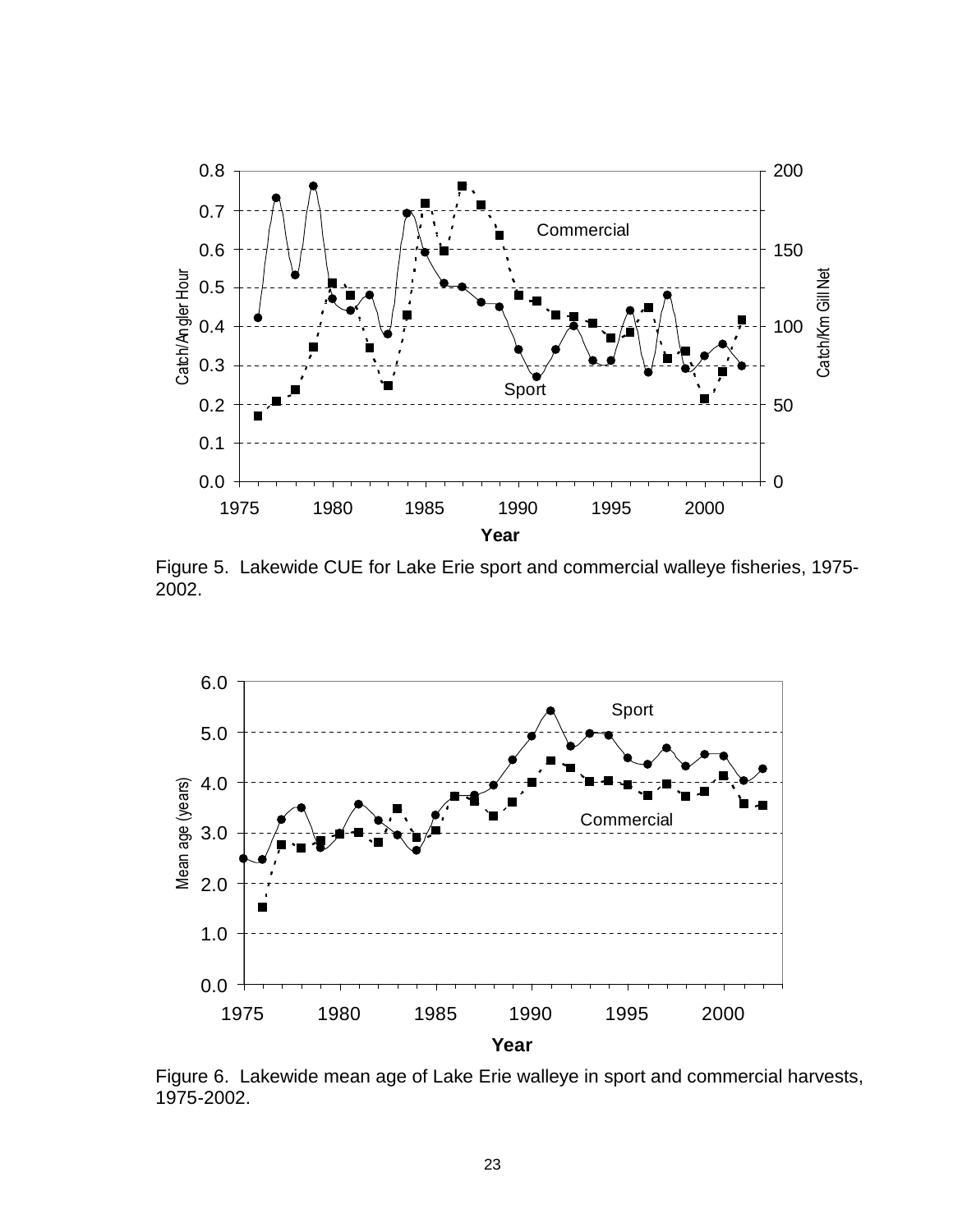Figure 5. Lakewide CUE for Lake Erie sport and commercial walleye fisheries, 1975-2002.

Figure 6. Lakewide mean age of Lake Erie walleye in sport and commercial harvests, 1975-2002.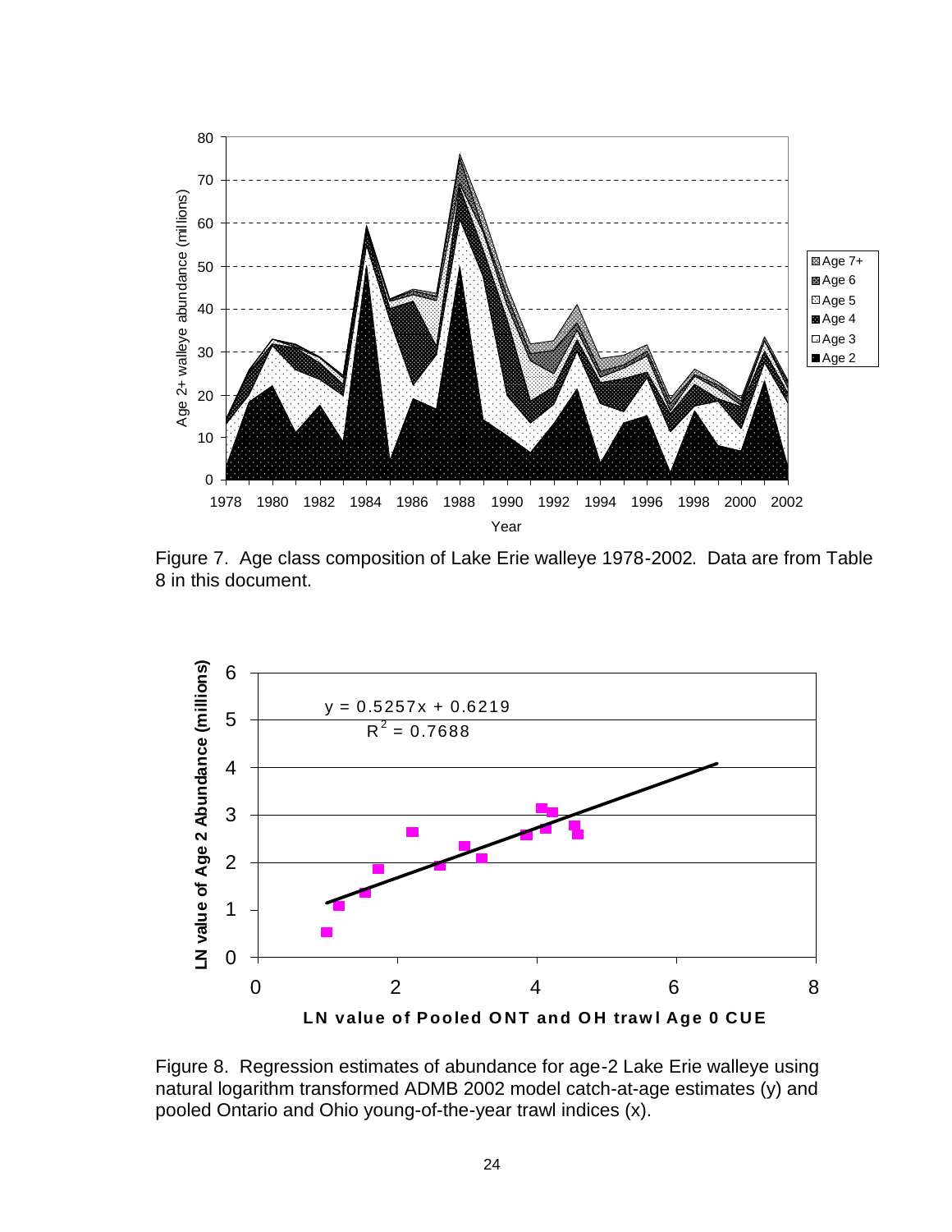Figure 7. Age class composition of Lake Erie walleye 1978-2002. Data are from Table 8 in this document.

Figure 8. Regression estimates of abundance for age-2 Lake Erie walleye using natural logarithm transformed ADMB 2002 model catch-at-age estimates (y) and pooled Ontario and Ohio young-of-the-year trawl indices (x).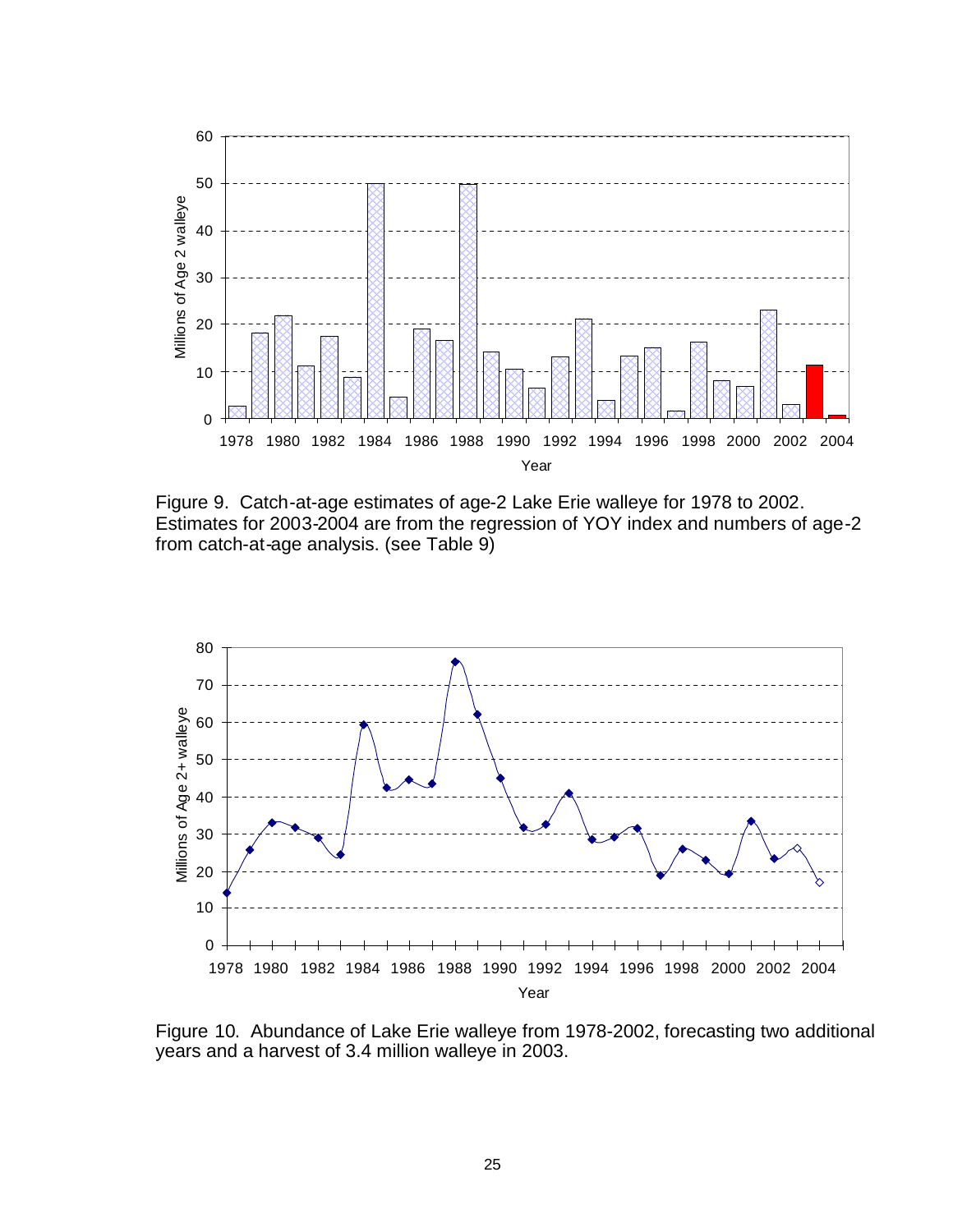Figure 9. Catch-at-age estimates of age-2 Lake Erie walleye for 1978 to 2002. Estimates for 2003-2004 are from the regression of YOY index and numbers of age-2 from catch-at-age analysis. (see Table 9)

Figure 10. Abundance of Lake Erie walleye from 1978-2002, forecasting two additional years and a harvest of 3.4 million walleye in 2003.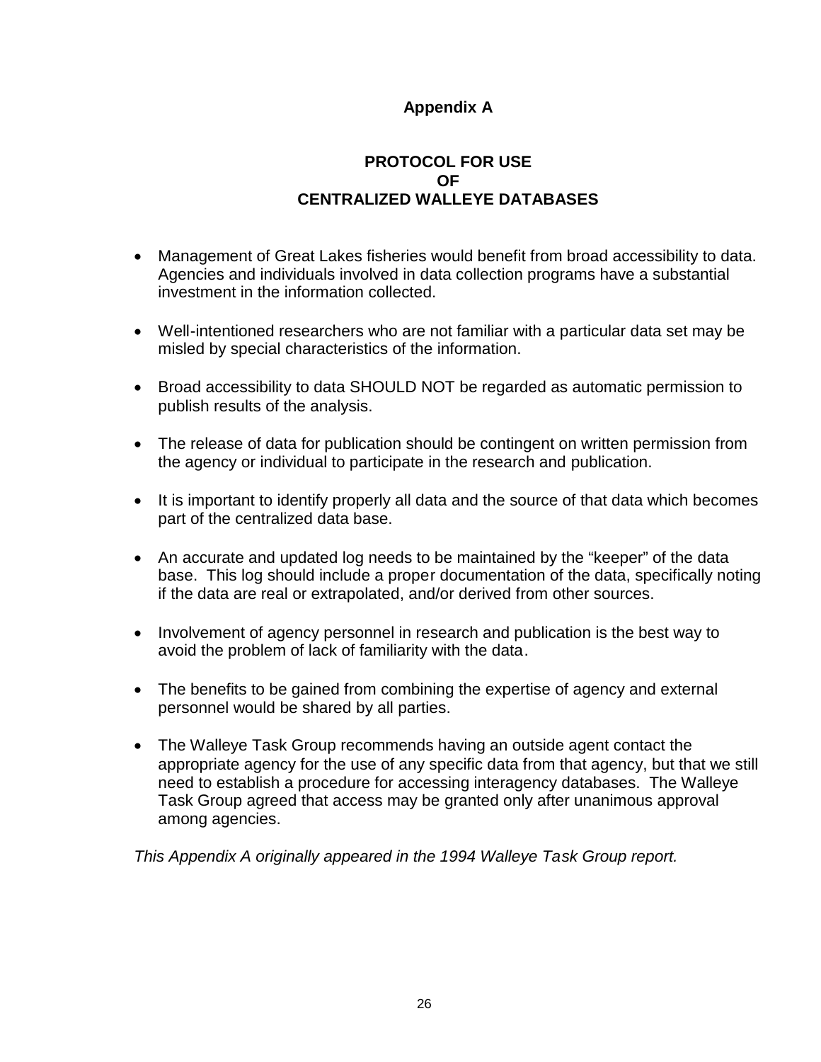## Appendix A

## PROTOCOL FOR USE
## OF
## CENTRALIZED WALLEYE DATABASES

- Management of Great Lakes fisheries would benefit from broad accessibility to data. Agencies and individuals involved in data collection programs have a substantial investment in the information collected.

- Well-intentioned researchers who are not familiar with a particular data set may be misled by special characteristics of the information.

- Broad accessibility to data SHOULD NOT be regarded as automatic permission to publish results of the analysis.

- The release of data for publication should be contingent on written permission from the agency or individual to participate in the research and publication.

- It is important to identify properly all data and the source of that data which becomes part of the centralized data base.

- An accurate and updated log needs to be maintained by the "keeper" of the data base. This log should include a proper documentation of the data, specifically noting if the data are real or extrapolated, and/or derived from other sources.

- Involvement of agency personnel in research and publication is the best way to avoid the problem of lack of familiarity with the data.

- The benefits to be gained from combining the expertise of agency and external personnel would be shared by all parties.

- The Walleye Task Group recommends having an outside agent contact the appropriate agency for the use of any specific data from that agency, but that we still need to establish a procedure for accessing interagency databases. The Walleye Task Group agreed that access may be granted only after unanimous approval among agencies.

*This Appendix A originally appeared in the 1994 Walleye Task Group report.*